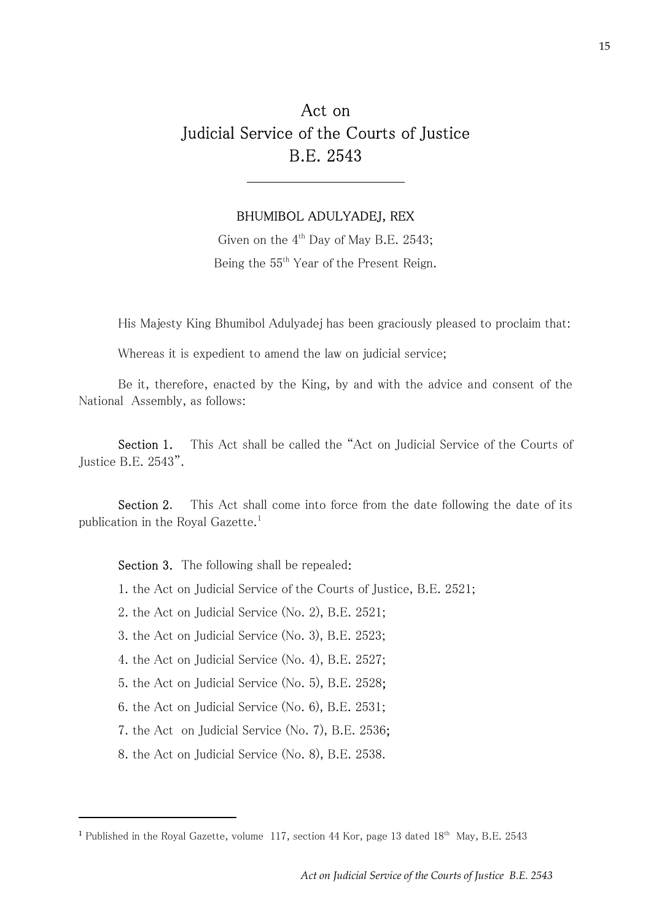# Act on
# Judicial Service of the Courts of Justice
# B.E. 2543

---

BHUMIBOL ADULYADEJ, REX

Given on the 4th Day of May B.E. 2543;

Being the 55th Year of the Present Reign.

His Majesty King Bhumibol Adulyadej has been graciously pleased to proclaim that:

Whereas it is expedient to amend the law on judicial service;

Be it, therefore, enacted by the King, by and with the advice and consent of the National Assembly, as follows:

**Section 1.** This Act shall be called the "Act on Judicial Service of the Courts of Justice B.E. 2543".

**Section 2.** This Act shall come into force from the date following the date of its publication in the Royal Gazette.[1]

**Section 3.** The following shall be repealed:

1. the Act on Judicial Service of the Courts of Justice, B.E. 2521;
2. the Act on Judicial Service (No. 2), B.E. 2521;
3. the Act on Judicial Service (No. 3), B.E. 2523;
4. the Act on Judicial Service (No. 4), B.E. 2527;
5. the Act on Judicial Service (No. 5), B.E. 2528;
6. the Act on Judicial Service (No. 6), B.E. 2531;
7. the Act on Judicial Service (No. 7), B.E. 2536;
8. the Act on Judicial Service (No. 8), B.E. 2538.

---

[1] Published in the Royal Gazette, volume 117, section 44 Kor, page 13 dated 18th May, B.E. 2543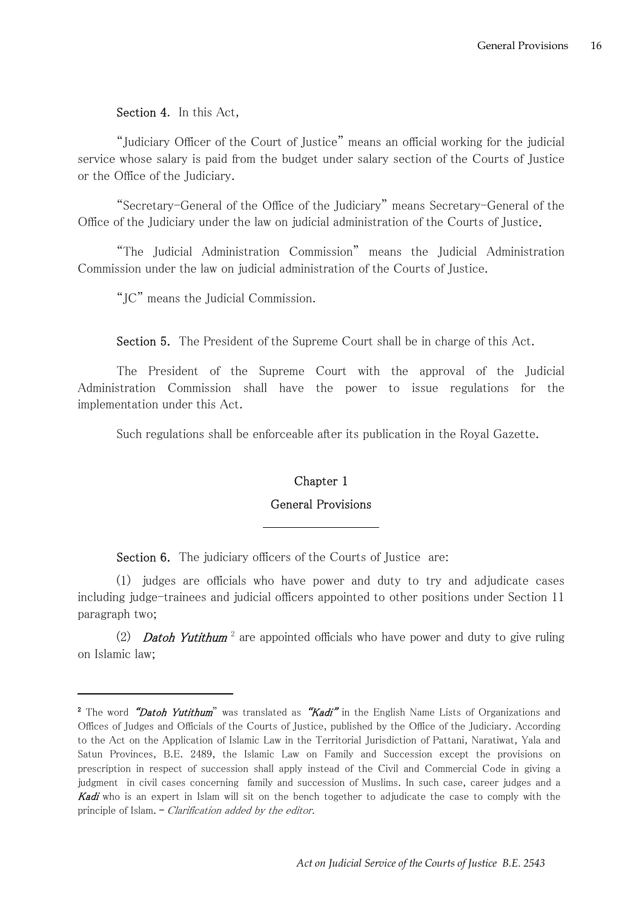**Section 4.** In this Act,

"Judiciary Officer of the Court of Justice" means an official working for the judicial service whose salary is paid from the budget under salary section of the Courts of Justice or the Office of the Judiciary.

"Secretary-General of the Office of the Judiciary" means Secretary-General of the Office of the Judiciary under the law on judicial administration of the Courts of Justice.

"The Judicial Administration Commission" means the Judicial Administration Commission under the law on judicial administration of the Courts of Justice.

"JC" means the Judicial Commission.

**Section 5.** The President of the Supreme Court shall be in charge of this Act.

The President of the Supreme Court with the approval of the Judicial Administration Commission shall have the power to issue regulations for the implementation under this Act.

Such regulations shall be enforceable after its publication in the Royal Gazette.

## Chapter 1

## General Provisions

**Section 6.** The judiciary officers of the Courts of Justice are:

(1) judges are officials who have power and duty to try and adjudicate cases including judge-trainees and judicial officers appointed to other positions under Section 11 paragraph two;

(2) ***Datoh Yutithum*** [2] are appointed officials who have power and duty to give ruling on Islamic law;

---

[2] The word ***"Datoh Yutithum"*** was translated as ***"Kadi"*** in the English Name Lists of Organizations and Offices of Judges and Officials of the Courts of Justice, published by the Office of the Judiciary. According to the Act on the Application of Islamic Law in the Territorial Jurisdiction of Pattani, Naratiwat, Yala and Satun Provinces, B.E. 2489, the Islamic Law on Family and Succession except the provisions on prescription in respect of succession shall apply instead of the Civil and Commercial Code in giving a judgment in civil cases concerning family and succession of Muslims. In such case, career judges and a ***Kadi*** who is an expert in Islam will sit on the bench together to adjudicate the case to comply with the principle of Islam. – *Clarification added by the editor.*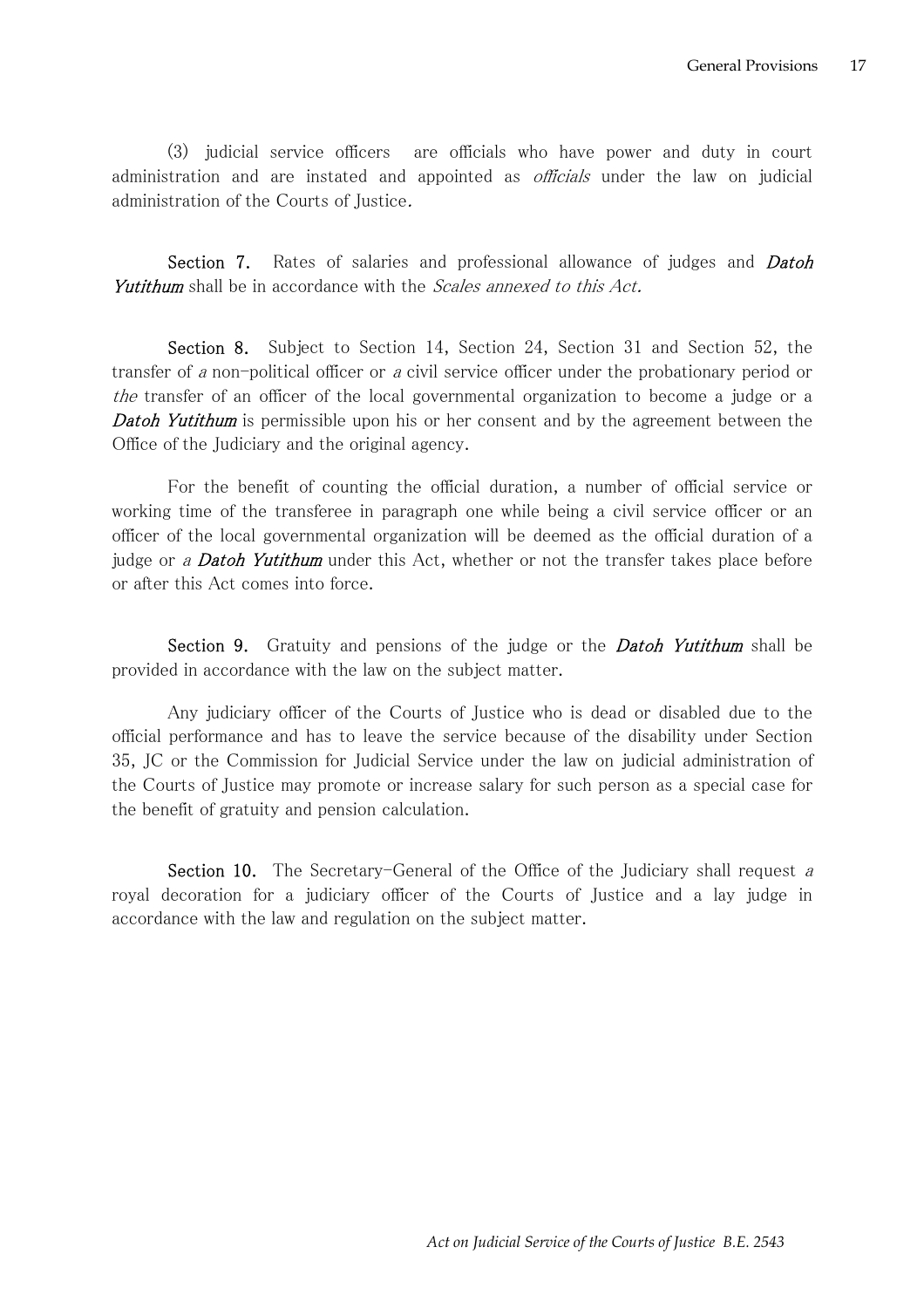(3) judicial service officers are officials who have power and duty in court administration and are instated and appointed as *officials* under the law on judicial administration of the Courts of Justice.

**Section 7.** Rates of salaries and professional allowance of judges and ***Datoh Yutithum*** shall be in accordance with the *Scales annexed to this Act.*

**Section 8.** Subject to Section 14, Section 24, Section 31 and Section 52, the transfer of *a* non-political officer or *a* civil service officer under the probationary period or *the* transfer of an officer of the local governmental organization to become a judge or a ***Datoh Yutithum*** is permissible upon his or her consent and by the agreement between the Office of the Judiciary and the original agency.

For the benefit of counting the official duration, a number of official service or working time of the transferee in paragraph one while being a civil service officer or an officer of the local governmental organization will be deemed as the official duration of a judge or *a* ***Datoh Yutithum*** under this Act, whether or not the transfer takes place before or after this Act comes into force.

**Section 9.** Gratuity and pensions of the judge or the ***Datoh Yutithum*** shall be provided in accordance with the law on the subject matter.

Any judiciary officer of the Courts of Justice who is dead or disabled due to the official performance and has to leave the service because of the disability under Section 35, JC or the Commission for Judicial Service under the law on judicial administration of the Courts of Justice may promote or increase salary for such person as a special case for the benefit of gratuity and pension calculation.

**Section 10.** The Secretary-General of the Office of the Judiciary shall request *a* royal decoration for a judiciary officer of the Courts of Justice and a lay judge in accordance with the law and regulation on the subject matter.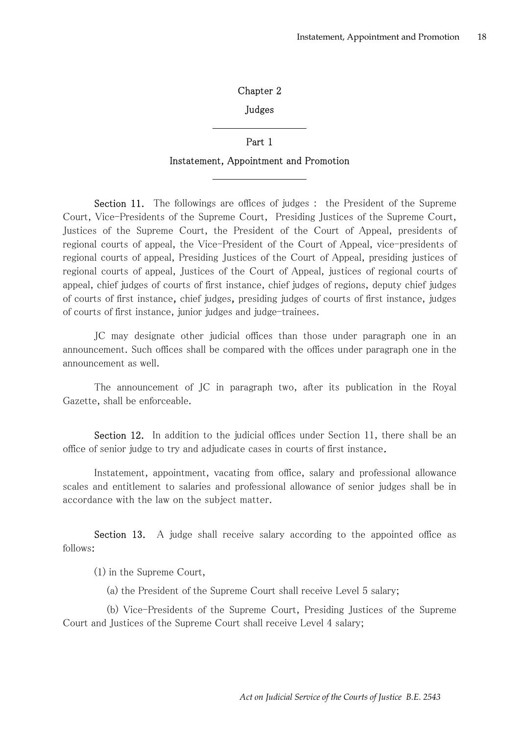## Chapter 2

## Judges

### Part 1

### Instatement, Appointment and Promotion

**Section 11.** The followings are offices of judges : the President of the Supreme Court, Vice-Presidents of the Supreme Court, Presiding Justices of the Supreme Court, Justices of the Supreme Court, the President of the Court of Appeal, presidents of regional courts of appeal, the Vice-President of the Court of Appeal, vice-presidents of regional courts of appeal, Presiding Justices of the Court of Appeal, presiding justices of regional courts of appeal, Justices of the Court of Appeal, justices of regional courts of appeal, chief judges of courts of first instance, chief judges of regions, deputy chief judges of courts of first instance, chief judges, presiding judges of courts of first instance, judges of courts of first instance, junior judges and judge-trainees.

JC may designate other judicial offices than those under paragraph one in an announcement. Such offices shall be compared with the offices under paragraph one in the announcement as well.

The announcement of JC in paragraph two, after its publication in the Royal Gazette, shall be enforceable.

**Section 12.** In addition to the judicial offices under Section 11, there shall be an office of senior judge to try and adjudicate cases in courts of first instance.

Instatement, appointment, vacating from office, salary and professional allowance scales and entitlement to salaries and professional allowance of senior judges shall be in accordance with the law on the subject matter.

**Section 13.** A judge shall receive salary according to the appointed office as follows:

(1) in the Supreme Court,

(a) the President of the Supreme Court shall receive Level 5 salary;

(b) Vice-Presidents of the Supreme Court, Presiding Justices of the Supreme Court and Justices of the Supreme Court shall receive Level 4 salary;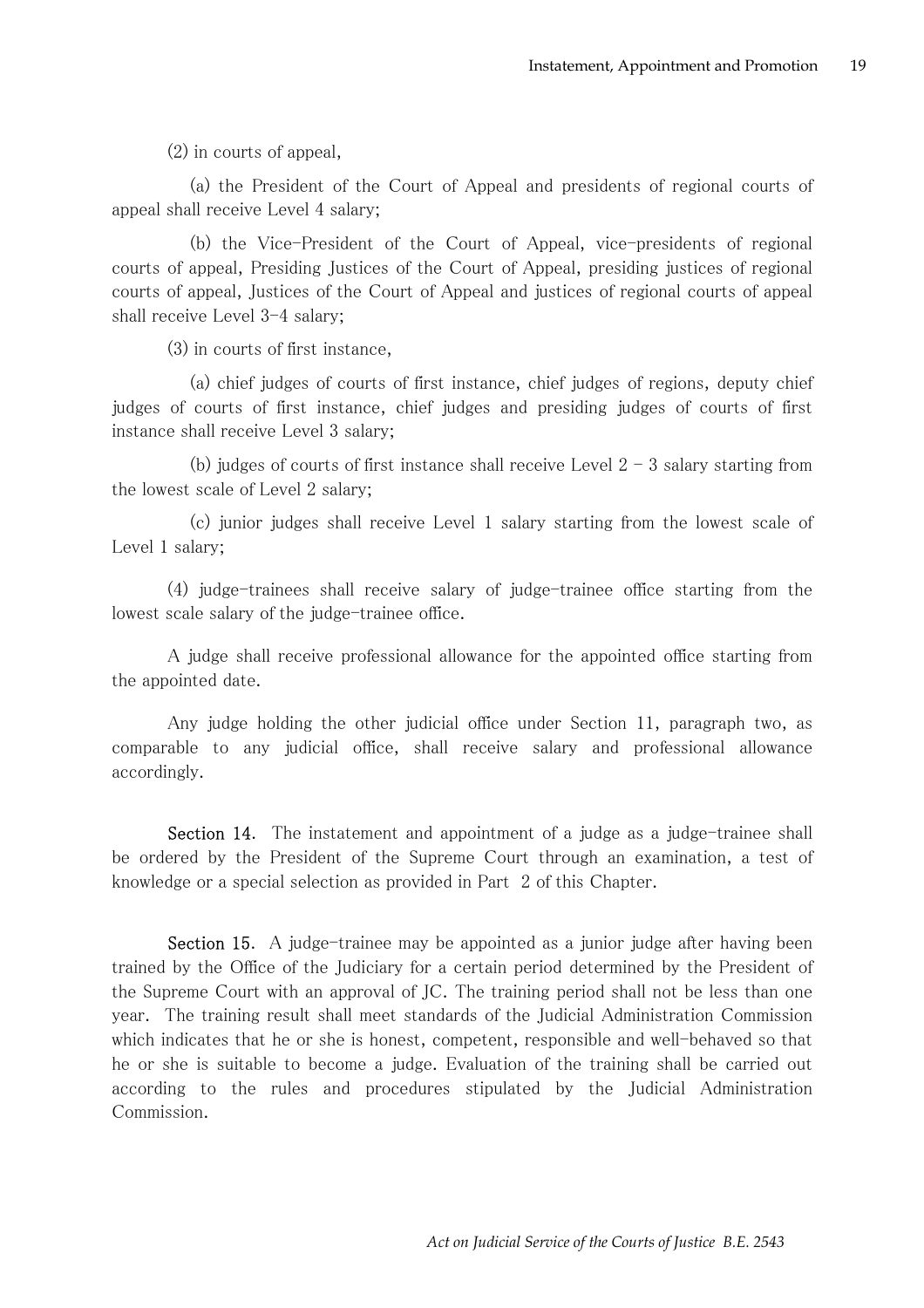(2) in courts of appeal,

(a) the President of the Court of Appeal and presidents of regional courts of appeal shall receive Level 4 salary;

(b) the Vice-President of the Court of Appeal, vice-presidents of regional courts of appeal, Presiding Justices of the Court of Appeal, presiding justices of regional courts of appeal, Justices of the Court of Appeal and justices of regional courts of appeal shall receive Level 3-4 salary;

(3) in courts of first instance,

(a) chief judges of courts of first instance, chief judges of regions, deputy chief judges of courts of first instance, chief judges and presiding judges of courts of first instance shall receive Level 3 salary;

(b) judges of courts of first instance shall receive Level 2 - 3 salary starting from the lowest scale of Level 2 salary;

(c) junior judges shall receive Level 1 salary starting from the lowest scale of Level 1 salary;

(4) judge-trainees shall receive salary of judge-trainee office starting from the lowest scale salary of the judge-trainee office.

A judge shall receive professional allowance for the appointed office starting from the appointed date.

Any judge holding the other judicial office under Section 11, paragraph two, as comparable to any judicial office, shall receive salary and professional allowance accordingly.

**Section 14.** The instatement and appointment of a judge as a judge-trainee shall be ordered by the President of the Supreme Court through an examination, a test of knowledge or a special selection as provided in Part 2 of this Chapter.

**Section 15.** A judge-trainee may be appointed as a junior judge after having been trained by the Office of the Judiciary for a certain period determined by the President of the Supreme Court with an approval of JC. The training period shall not be less than one year. The training result shall meet standards of the Judicial Administration Commission which indicates that he or she is honest, competent, responsible and well-behaved so that he or she is suitable to become a judge. Evaluation of the training shall be carried out according to the rules and procedures stipulated by the Judicial Administration Commission.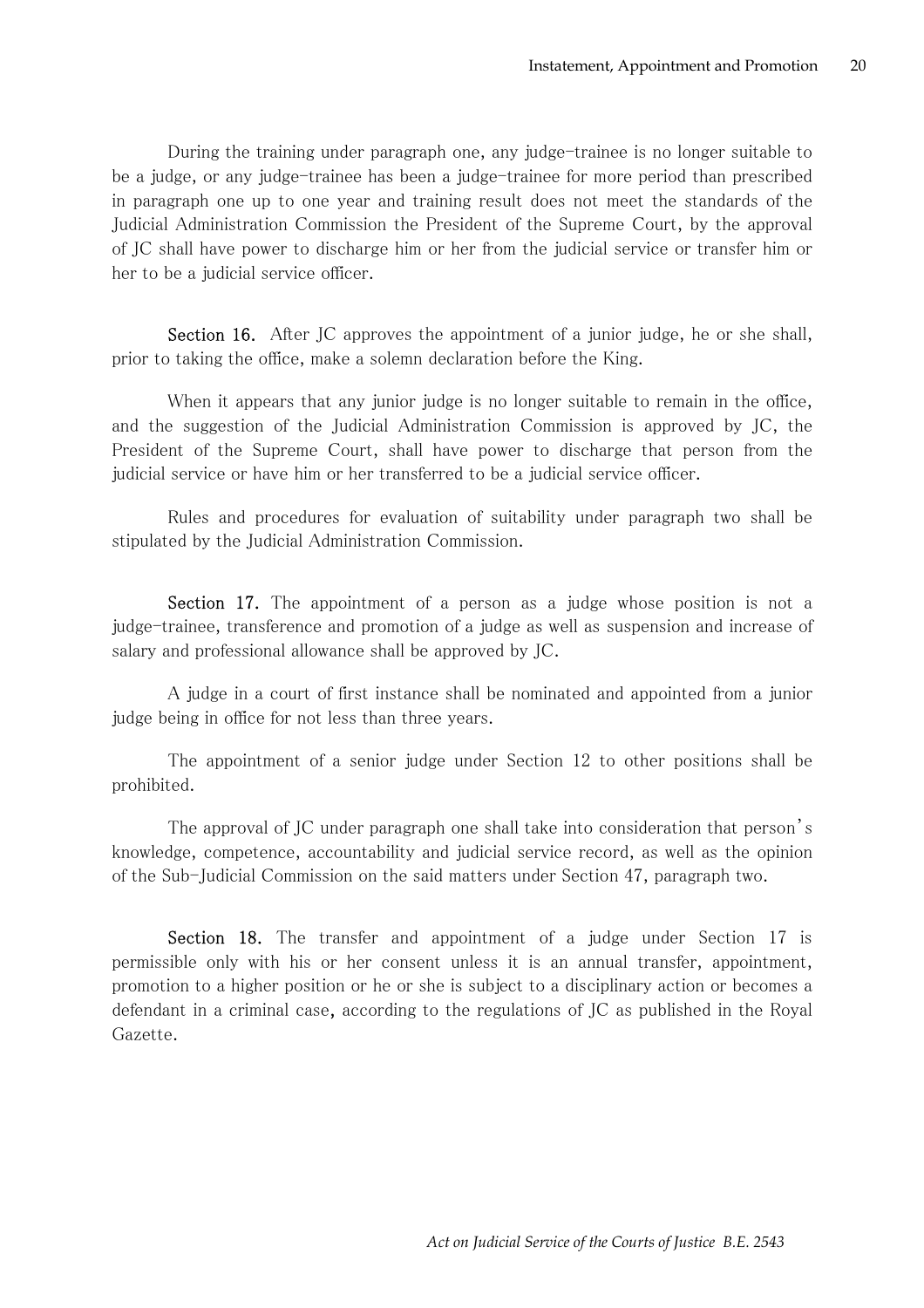During the training under paragraph one, any judge-trainee is no longer suitable to be a judge, or any judge-trainee has been a judge-trainee for more period than prescribed in paragraph one up to one year and training result does not meet the standards of the Judicial Administration Commission the President of the Supreme Court, by the approval of JC shall have power to discharge him or her from the judicial service or transfer him or her to be a judicial service officer.

**Section 16.** After JC approves the appointment of a junior judge, he or she shall, prior to taking the office, make a solemn declaration before the King.

When it appears that any junior judge is no longer suitable to remain in the office, and the suggestion of the Judicial Administration Commission is approved by JC, the President of the Supreme Court, shall have power to discharge that person from the judicial service or have him or her transferred to be a judicial service officer.

Rules and procedures for evaluation of suitability under paragraph two shall be stipulated by the Judicial Administration Commission.

**Section 17.** The appointment of a person as a judge whose position is not a judge-trainee, transference and promotion of a judge as well as suspension and increase of salary and professional allowance shall be approved by JC.

A judge in a court of first instance shall be nominated and appointed from a junior judge being in office for not less than three years.

The appointment of a senior judge under Section 12 to other positions shall be prohibited.

The approval of JC under paragraph one shall take into consideration that person's knowledge, competence, accountability and judicial service record, as well as the opinion of the Sub-Judicial Commission on the said matters under Section 47, paragraph two.

**Section 18.** The transfer and appointment of a judge under Section 17 is permissible only with his or her consent unless it is an annual transfer, appointment, promotion to a higher position or he or she is subject to a disciplinary action or becomes a defendant in a criminal case, according to the regulations of JC as published in the Royal Gazette.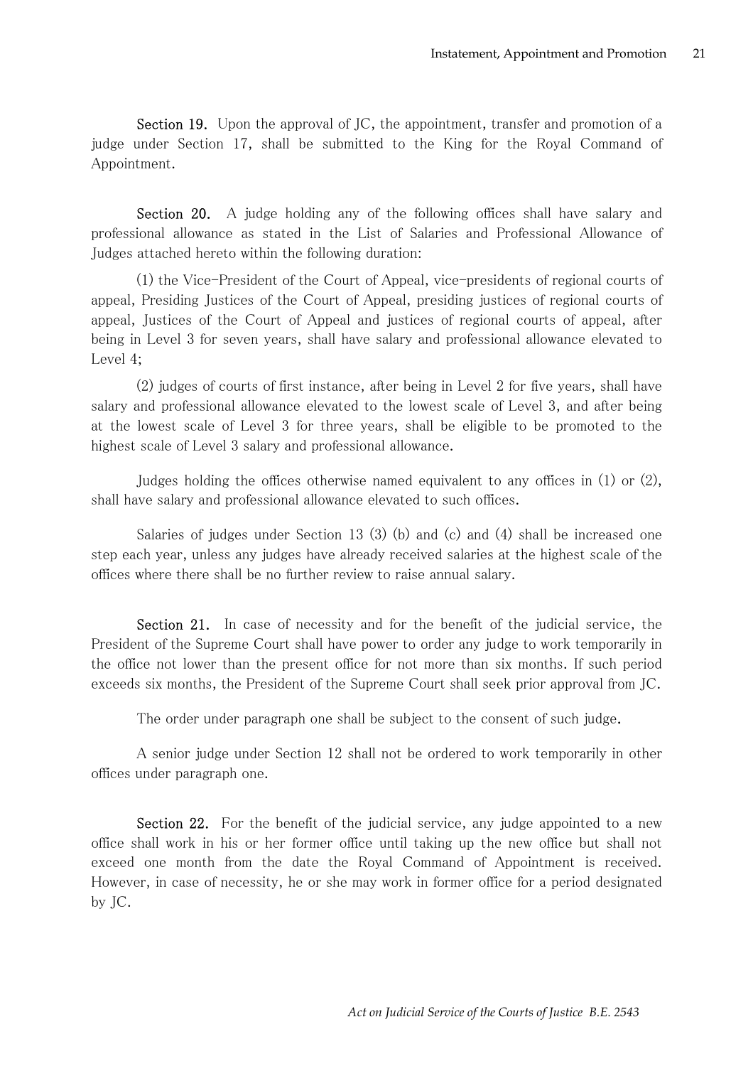**Section 19.** Upon the approval of JC, the appointment, transfer and promotion of a judge under Section 17, shall be submitted to the King for the Royal Command of Appointment.

**Section 20.** A judge holding any of the following offices shall have salary and professional allowance as stated in the List of Salaries and Professional Allowance of Judges attached hereto within the following duration:

(1) the Vice-President of the Court of Appeal, vice-presidents of regional courts of appeal, Presiding Justices of the Court of Appeal, presiding justices of regional courts of appeal, Justices of the Court of Appeal and justices of regional courts of appeal, after being in Level 3 for seven years, shall have salary and professional allowance elevated to Level 4;

(2) judges of courts of first instance, after being in Level 2 for five years, shall have salary and professional allowance elevated to the lowest scale of Level 3, and after being at the lowest scale of Level 3 for three years, shall be eligible to be promoted to the highest scale of Level 3 salary and professional allowance.

Judges holding the offices otherwise named equivalent to any offices in (1) or (2), shall have salary and professional allowance elevated to such offices.

Salaries of judges under Section 13 (3) (b) and (c) and (4) shall be increased one step each year, unless any judges have already received salaries at the highest scale of the offices where there shall be no further review to raise annual salary.

**Section 21.** In case of necessity and for the benefit of the judicial service, the President of the Supreme Court shall have power to order any judge to work temporarily in the office not lower than the present office for not more than six months. If such period exceeds six months, the President of the Supreme Court shall seek prior approval from JC.

The order under paragraph one shall be subject to the consent of such judge.

A senior judge under Section 12 shall not be ordered to work temporarily in other offices under paragraph one.

**Section 22.** For the benefit of the judicial service, any judge appointed to a new office shall work in his or her former office until taking up the new office but shall not exceed one month from the date the Royal Command of Appointment is received. However, in case of necessity, he or she may work in former office for a period designated by JC.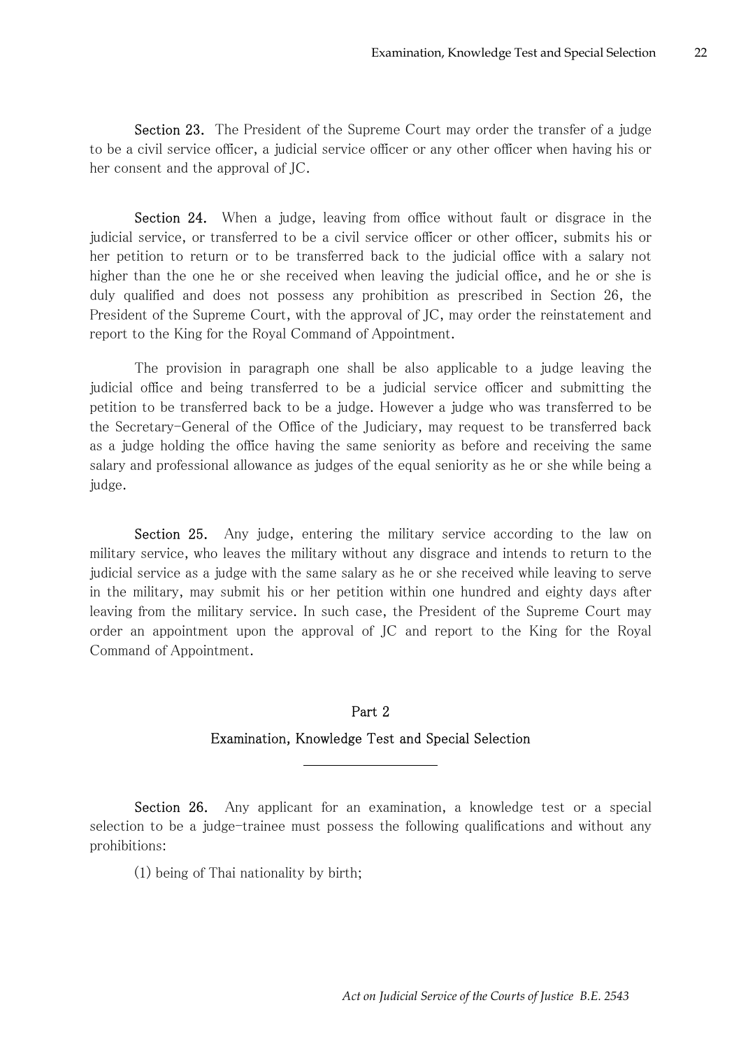**Section 23.** The President of the Supreme Court may order the transfer of a judge to be a civil service officer, a judicial service officer or any other officer when having his or her consent and the approval of JC.

**Section 24.** When a judge, leaving from office without fault or disgrace in the judicial service, or transferred to be a civil service officer or other officer, submits his or her petition to return or to be transferred back to the judicial office with a salary not higher than the one he or she received when leaving the judicial office, and he or she is duly qualified and does not possess any prohibition as prescribed in Section 26, the President of the Supreme Court, with the approval of JC, may order the reinstatement and report to the King for the Royal Command of Appointment.

The provision in paragraph one shall be also applicable to a judge leaving the judicial office and being transferred to be a judicial service officer and submitting the petition to be transferred back to be a judge. However a judge who was transferred to be the Secretary-General of the Office of the Judiciary, may request to be transferred back as a judge holding the office having the same seniority as before and receiving the same salary and professional allowance as judges of the equal seniority as he or she while being a judge.

**Section 25.** Any judge, entering the military service according to the law on military service, who leaves the military without any disgrace and intends to return to the judicial service as a judge with the same salary as he or she received while leaving to serve in the military, may submit his or her petition within one hundred and eighty days after leaving from the military service. In such case, the President of the Supreme Court may order an appointment upon the approval of JC and report to the King for the Royal Command of Appointment.

## Part 2

## Examination, Knowledge Test and Special Selection

**Section 26.** Any applicant for an examination, a knowledge test or a special selection to be a judge-trainee must possess the following qualifications and without any prohibitions:

(1) being of Thai nationality by birth;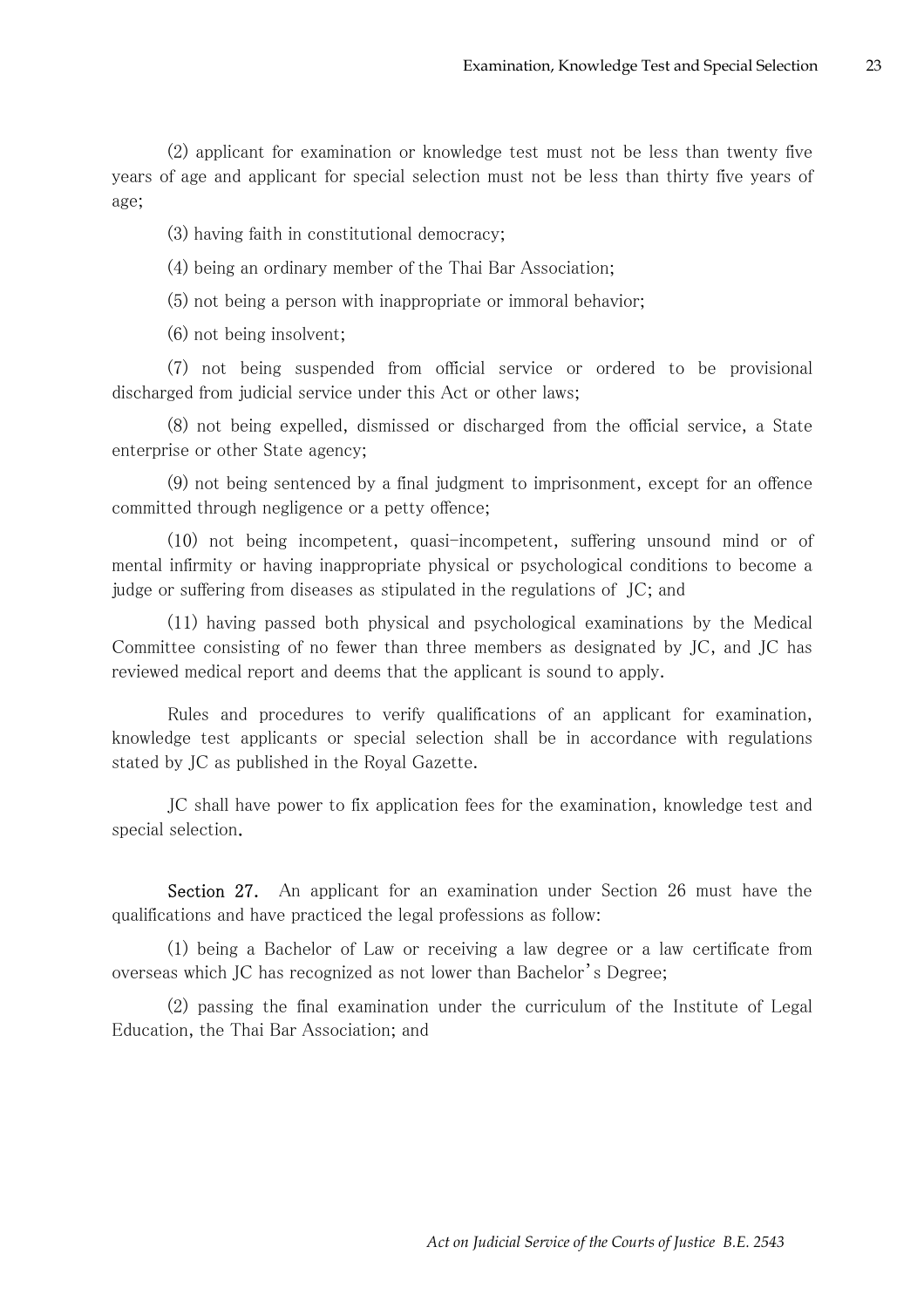(2) applicant for examination or knowledge test must not be less than twenty five years of age and applicant for special selection must not be less than thirty five years of age;

(3) having faith in constitutional democracy;

(4) being an ordinary member of the Thai Bar Association;

(5) not being a person with inappropriate or immoral behavior;

(6) not being insolvent;

(7) not being suspended from official service or ordered to be provisional discharged from judicial service under this Act or other laws;

(8) not being expelled, dismissed or discharged from the official service, a State enterprise or other State agency;

(9) not being sentenced by a final judgment to imprisonment, except for an offence committed through negligence or a petty offence;

(10) not being incompetent, quasi-incompetent, suffering unsound mind or of mental infirmity or having inappropriate physical or psychological conditions to become a judge or suffering from diseases as stipulated in the regulations of JC; and

(11) having passed both physical and psychological examinations by the Medical Committee consisting of no fewer than three members as designated by JC, and JC has reviewed medical report and deems that the applicant is sound to apply.

Rules and procedures to verify qualifications of an applicant for examination, knowledge test applicants or special selection shall be in accordance with regulations stated by JC as published in the Royal Gazette.

JC shall have power to fix application fees for the examination, knowledge test and special selection.

**Section 27.** An applicant for an examination under Section 26 must have the qualifications and have practiced the legal professions as follow:

(1) being a Bachelor of Law or receiving a law degree or a law certificate from overseas which JC has recognized as not lower than Bachelor's Degree;

(2) passing the final examination under the curriculum of the Institute of Legal Education, the Thai Bar Association; and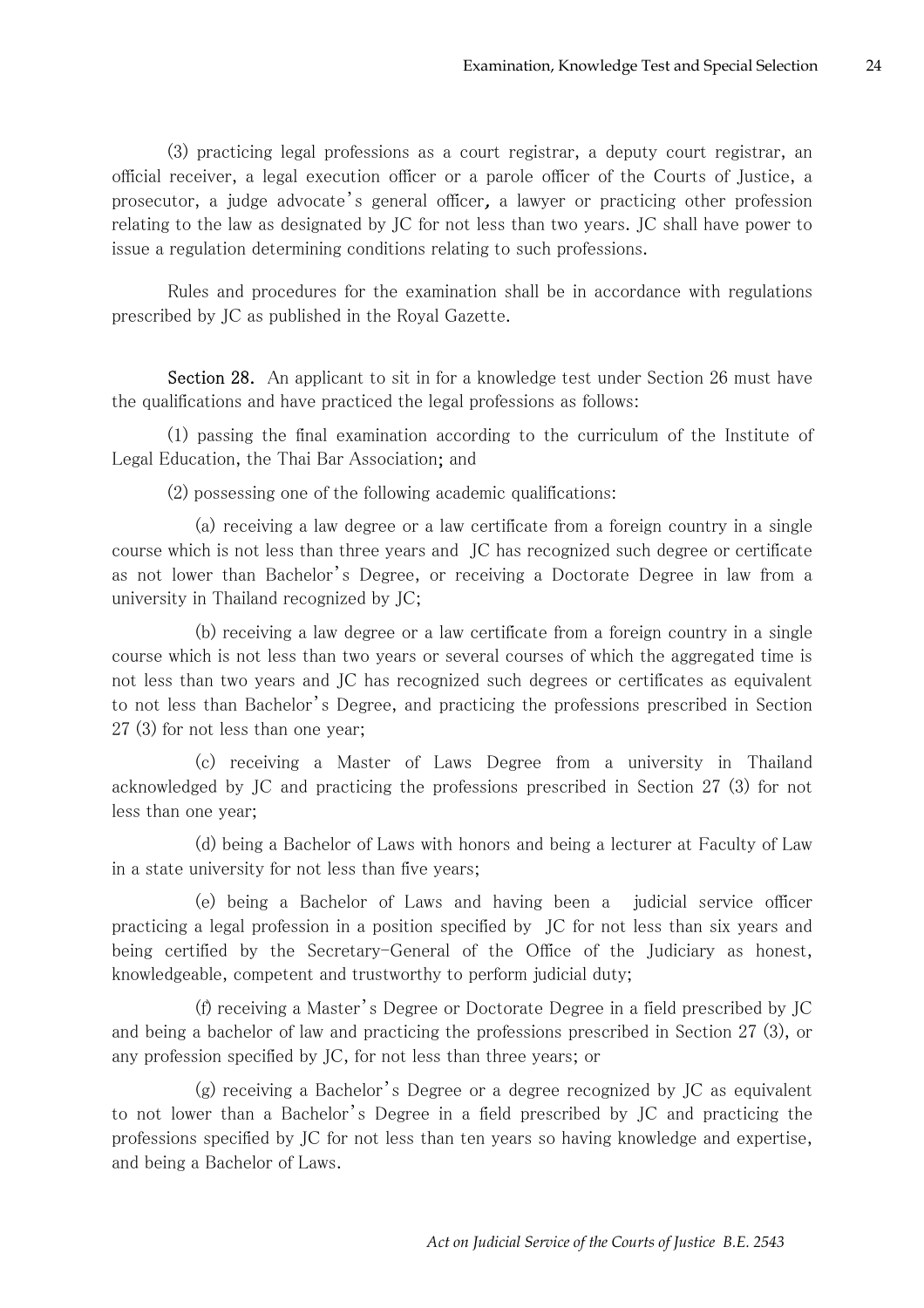(3) practicing legal professions as a court registrar, a deputy court registrar, an official receiver, a legal execution officer or a parole officer of the Courts of Justice, a prosecutor, a judge advocate's general officer, a lawyer or practicing other profession relating to the law as designated by JC for not less than two years. JC shall have power to issue a regulation determining conditions relating to such professions.

Rules and procedures for the examination shall be in accordance with regulations prescribed by JC as published in the Royal Gazette.

**Section 28.** An applicant to sit in for a knowledge test under Section 26 must have the qualifications and have practiced the legal professions as follows:

(1) passing the final examination according to the curriculum of the Institute of Legal Education, the Thai Bar Association; and

(2) possessing one of the following academic qualifications:

(a) receiving a law degree or a law certificate from a foreign country in a single course which is not less than three years and JC has recognized such degree or certificate as not lower than Bachelor's Degree, or receiving a Doctorate Degree in law from a university in Thailand recognized by JC;

(b) receiving a law degree or a law certificate from a foreign country in a single course which is not less than two years or several courses of which the aggregated time is not less than two years and JC has recognized such degrees or certificates as equivalent to not less than Bachelor's Degree, and practicing the professions prescribed in Section 27 (3) for not less than one year;

(c) receiving a Master of Laws Degree from a university in Thailand acknowledged by JC and practicing the professions prescribed in Section 27 (3) for not less than one year;

(d) being a Bachelor of Laws with honors and being a lecturer at Faculty of Law in a state university for not less than five years;

(e) being a Bachelor of Laws and having been a judicial service officer practicing a legal profession in a position specified by JC for not less than six years and being certified by the Secretary-General of the Office of the Judiciary as honest, knowledgeable, competent and trustworthy to perform judicial duty;

(f) receiving a Master's Degree or Doctorate Degree in a field prescribed by JC and being a bachelor of law and practicing the professions prescribed in Section 27 (3), or any profession specified by JC, for not less than three years; or

(g) receiving a Bachelor's Degree or a degree recognized by JC as equivalent to not lower than a Bachelor's Degree in a field prescribed by JC and practicing the professions specified by JC for not less than ten years so having knowledge and expertise, and being a Bachelor of Laws.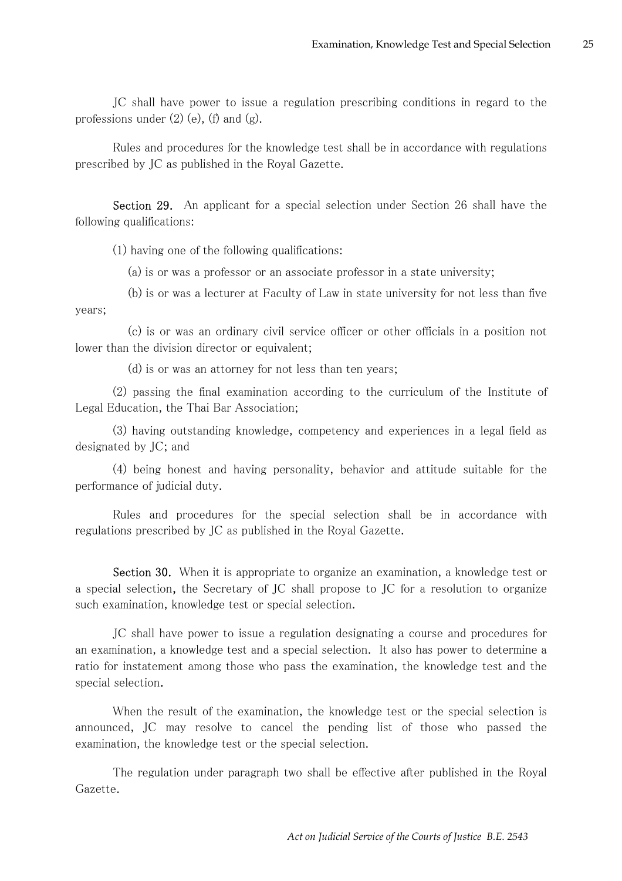JC shall have power to issue a regulation prescribing conditions in regard to the professions under (2) (e), (f) and (g).

Rules and procedures for the knowledge test shall be in accordance with regulations prescribed by JC as published in the Royal Gazette.

**Section 29.** An applicant for a special selection under Section 26 shall have the following qualifications:

(1) having one of the following qualifications:

(a) is or was a professor or an associate professor in a state university;

(b) is or was a lecturer at Faculty of Law in state university for not less than five years;

(c) is or was an ordinary civil service officer or other officials in a position not lower than the division director or equivalent;

(d) is or was an attorney for not less than ten years;

(2) passing the final examination according to the curriculum of the Institute of Legal Education, the Thai Bar Association;

(3) having outstanding knowledge, competency and experiences in a legal field as designated by JC; and

(4) being honest and having personality, behavior and attitude suitable for the performance of judicial duty.

Rules and procedures for the special selection shall be in accordance with regulations prescribed by JC as published in the Royal Gazette.

**Section 30.** When it is appropriate to organize an examination, a knowledge test or a special selection, the Secretary of JC shall propose to JC for a resolution to organize such examination, knowledge test or special selection.

JC shall have power to issue a regulation designating a course and procedures for an examination, a knowledge test and a special selection. It also has power to determine a ratio for instatement among those who pass the examination, the knowledge test and the special selection.

When the result of the examination, the knowledge test or the special selection is announced, JC may resolve to cancel the pending list of those who passed the examination, the knowledge test or the special selection.

The regulation under paragraph two shall be effective after published in the Royal Gazette.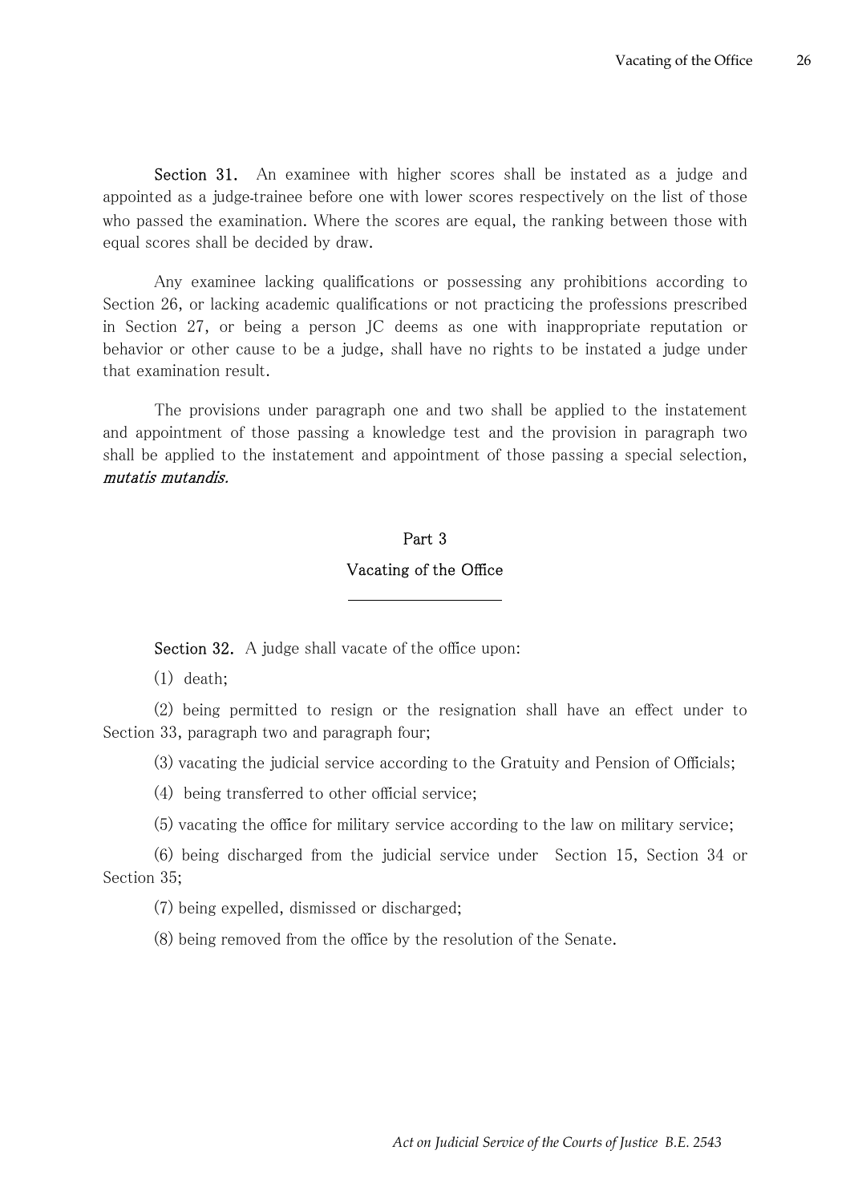**Section 31.** An examinee with higher scores shall be instated as a judge and appointed as a judge-trainee before one with lower scores respectively on the list of those who passed the examination. Where the scores are equal, the ranking between those with equal scores shall be decided by draw.

Any examinee lacking qualifications or possessing any prohibitions according to Section 26, or lacking academic qualifications or not practicing the professions prescribed in Section 27, or being a person JC deems as one with inappropriate reputation or behavior or other cause to be a judge, shall have no rights to be instated a judge under that examination result.

The provisions under paragraph one and two shall be applied to the instatement and appointment of those passing a knowledge test and the provision in paragraph two shall be applied to the instatement and appointment of those passing a special selection, ***mutatis mutandis.***

## Part 3

## Vacating of the Office

**Section 32.** A judge shall vacate of the office upon:

(1) death;

(2) being permitted to resign or the resignation shall have an effect under to Section 33, paragraph two and paragraph four;

(3) vacating the judicial service according to the Gratuity and Pension of Officials;

(4) being transferred to other official service;

(5) vacating the office for military service according to the law on military service;

(6) being discharged from the judicial service under Section 15, Section 34 or Section 35;

(7) being expelled, dismissed or discharged;

(8) being removed from the office by the resolution of the Senate.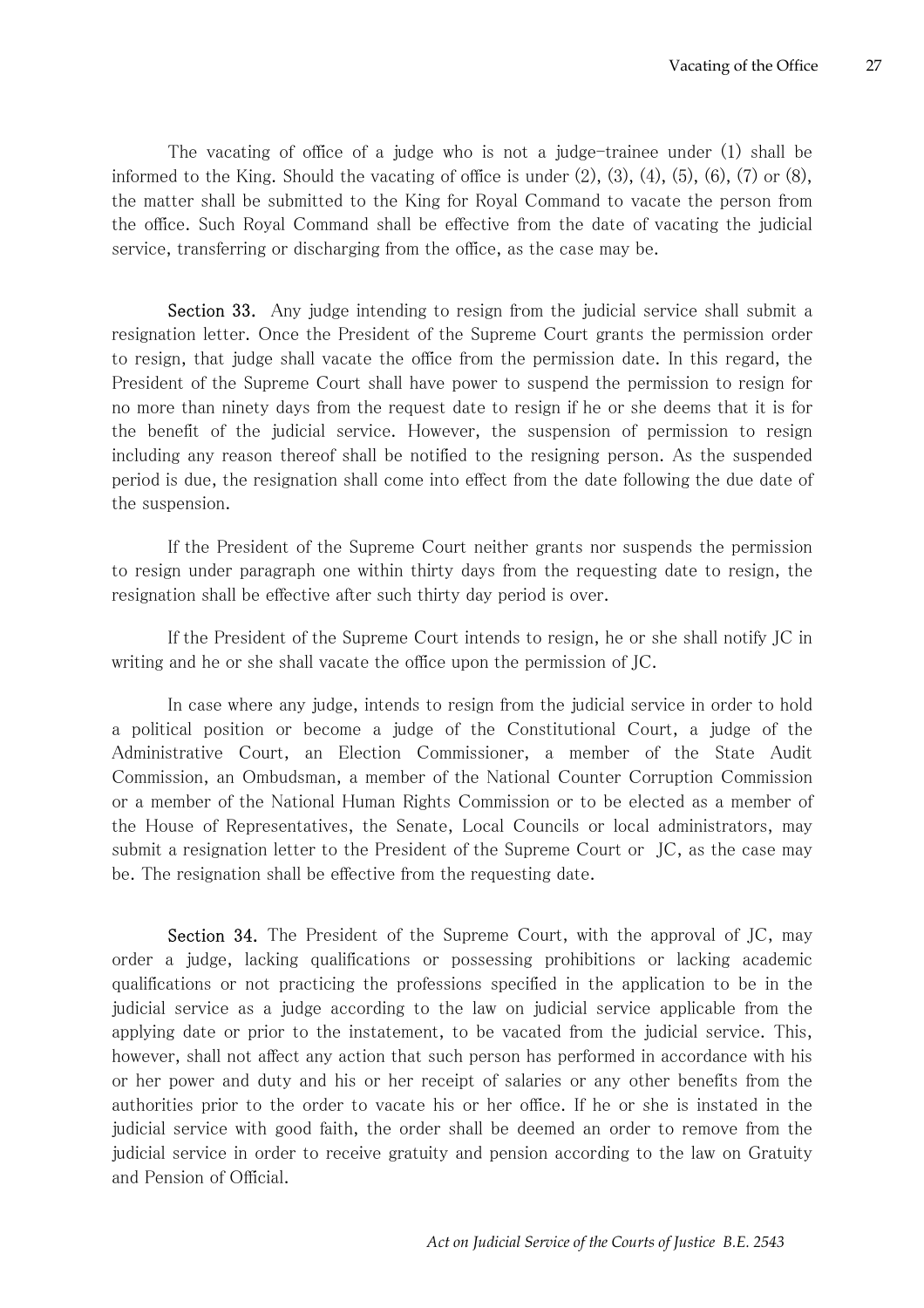The vacating of office of a judge who is not a judge-trainee under (1) shall be informed to the King. Should the vacating of office is under (2), (3), (4), (5), (6), (7) or (8), the matter shall be submitted to the King for Royal Command to vacate the person from the office. Such Royal Command shall be effective from the date of vacating the judicial service, transferring or discharging from the office, as the case may be.

**Section 33.** Any judge intending to resign from the judicial service shall submit a resignation letter. Once the President of the Supreme Court grants the permission order to resign, that judge shall vacate the office from the permission date. In this regard, the President of the Supreme Court shall have power to suspend the permission to resign for no more than ninety days from the request date to resign if he or she deems that it is for the benefit of the judicial service. However, the suspension of permission to resign including any reason thereof shall be notified to the resigning person. As the suspended period is due, the resignation shall come into effect from the date following the due date of the suspension.

If the President of the Supreme Court neither grants nor suspends the permission to resign under paragraph one within thirty days from the requesting date to resign, the resignation shall be effective after such thirty day period is over.

If the President of the Supreme Court intends to resign, he or she shall notify JC in writing and he or she shall vacate the office upon the permission of JC.

In case where any judge, intends to resign from the judicial service in order to hold a political position or become a judge of the Constitutional Court, a judge of the Administrative Court, an Election Commissioner, a member of the State Audit Commission, an Ombudsman, a member of the National Counter Corruption Commission or a member of the National Human Rights Commission or to be elected as a member of the House of Representatives, the Senate, Local Councils or local administrators, may submit a resignation letter to the President of the Supreme Court or JC, as the case may be. The resignation shall be effective from the requesting date.

**Section 34.** The President of the Supreme Court, with the approval of JC, may order a judge, lacking qualifications or possessing prohibitions or lacking academic qualifications or not practicing the professions specified in the application to be in the judicial service as a judge according to the law on judicial service applicable from the applying date or prior to the instatement, to be vacated from the judicial service. This, however, shall not affect any action that such person has performed in accordance with his or her power and duty and his or her receipt of salaries or any other benefits from the authorities prior to the order to vacate his or her office. If he or she is instated in the judicial service with good faith, the order shall be deemed an order to remove from the judicial service in order to receive gratuity and pension according to the law on Gratuity and Pension of Official.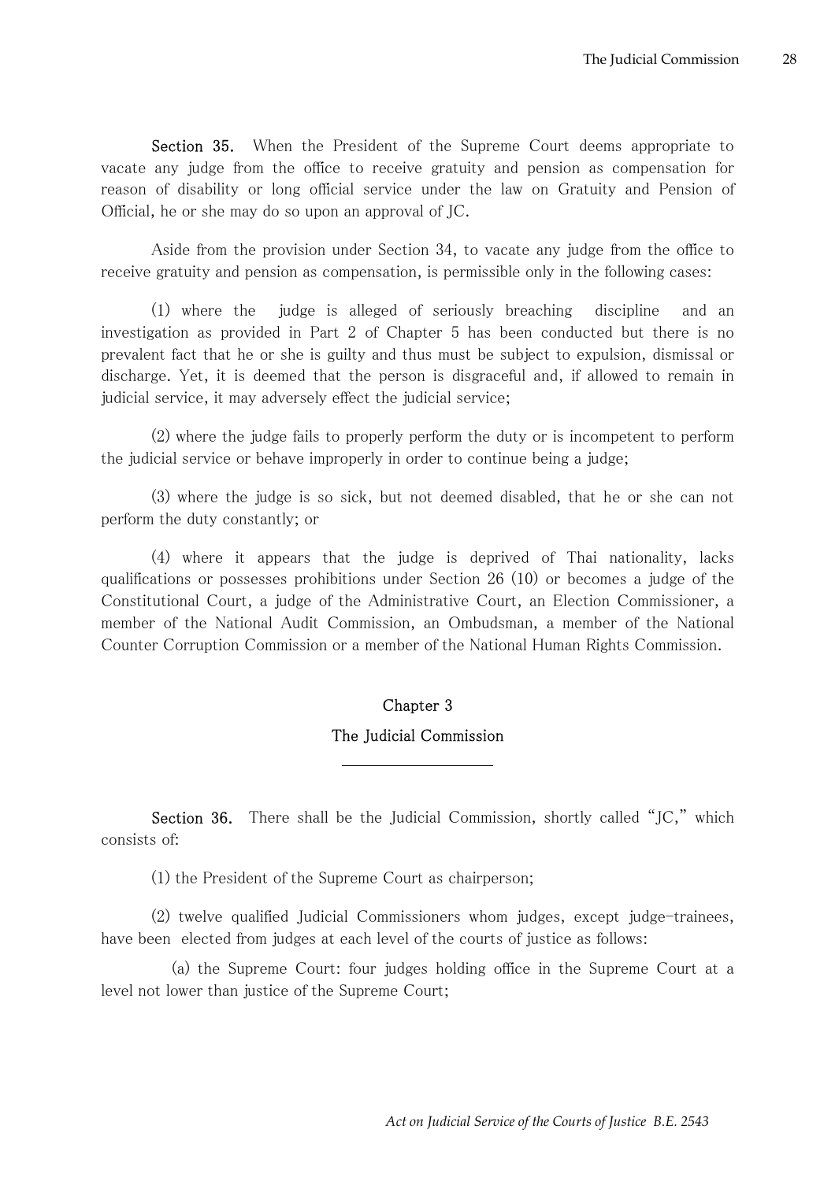**Section 35.** When the President of the Supreme Court deems appropriate to vacate any judge from the office to receive gratuity and pension as compensation for reason of disability or long official service under the law on Gratuity and Pension of Official, he or she may do so upon an approval of JC.

Aside from the provision under Section 34, to vacate any judge from the office to receive gratuity and pension as compensation, is permissible only in the following cases:

(1) where the judge is alleged of seriously breaching discipline and an investigation as provided in Part 2 of Chapter 5 has been conducted but there is no prevalent fact that he or she is guilty and thus must be subject to expulsion, dismissal or discharge. Yet, it is deemed that the person is disgraceful and, if allowed to remain in judicial service, it may adversely effect the judicial service;

(2) where the judge fails to properly perform the duty or is incompetent to perform the judicial service or behave improperly in order to continue being a judge;

(3) where the judge is so sick, but not deemed disabled, that he or she can not perform the duty constantly; or

(4) where it appears that the judge is deprived of Thai nationality, lacks qualifications or possesses prohibitions under Section 26 (10) or becomes a judge of the Constitutional Court, a judge of the Administrative Court, an Election Commissioner, a member of the National Audit Commission, an Ombudsman, a member of the National Counter Corruption Commission or a member of the National Human Rights Commission.

## Chapter 3

## The Judicial Commission

---

**Section 36.** There shall be the Judicial Commission, shortly called "JC," which consists of:

(1) the President of the Supreme Court as chairperson;

(2) twelve qualified Judicial Commissioners whom judges, except judge-trainees, have been elected from judges at each level of the courts of justice as follows:

(a) the Supreme Court: four judges holding office in the Supreme Court at a level not lower than justice of the Supreme Court;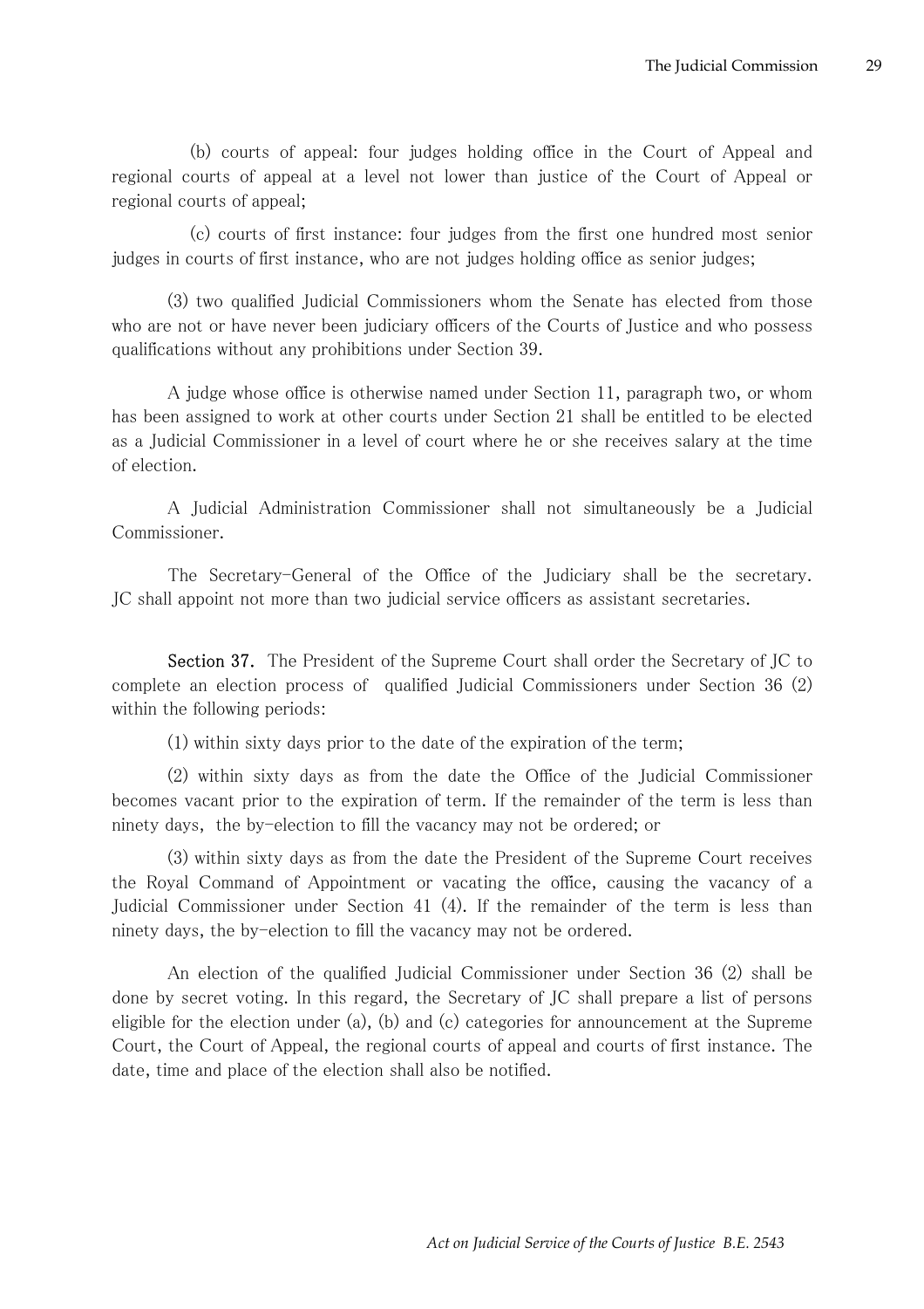(b) courts of appeal: four judges holding office in the Court of Appeal and regional courts of appeal at a level not lower than justice of the Court of Appeal or regional courts of appeal;

(c) courts of first instance: four judges from the first one hundred most senior judges in courts of first instance, who are not judges holding office as senior judges;

(3) two qualified Judicial Commissioners whom the Senate has elected from those who are not or have never been judiciary officers of the Courts of Justice and who possess qualifications without any prohibitions under Section 39.

A judge whose office is otherwise named under Section 11, paragraph two, or whom has been assigned to work at other courts under Section 21 shall be entitled to be elected as a Judicial Commissioner in a level of court where he or she receives salary at the time of election.

A Judicial Administration Commissioner shall not simultaneously be a Judicial Commissioner.

The Secretary-General of the Office of the Judiciary shall be the secretary. JC shall appoint not more than two judicial service officers as assistant secretaries.

**Section 37.** The President of the Supreme Court shall order the Secretary of JC to complete an election process of qualified Judicial Commissioners under Section 36 (2) within the following periods:

(1) within sixty days prior to the date of the expiration of the term;

(2) within sixty days as from the date the Office of the Judicial Commissioner becomes vacant prior to the expiration of term. If the remainder of the term is less than ninety days, the by-election to fill the vacancy may not be ordered; or

(3) within sixty days as from the date the President of the Supreme Court receives the Royal Command of Appointment or vacating the office, causing the vacancy of a Judicial Commissioner under Section 41 (4). If the remainder of the term is less than ninety days, the by-election to fill the vacancy may not be ordered.

An election of the qualified Judicial Commissioner under Section 36 (2) shall be done by secret voting. In this regard, the Secretary of JC shall prepare a list of persons eligible for the election under (a), (b) and (c) categories for announcement at the Supreme Court, the Court of Appeal, the regional courts of appeal and courts of first instance. The date, time and place of the election shall also be notified.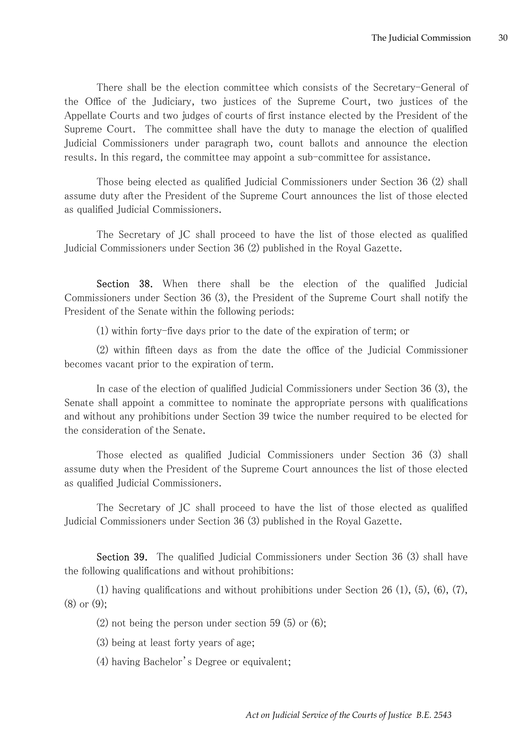There shall be the election committee which consists of the Secretary-General of the Office of the Judiciary, two justices of the Supreme Court, two justices of the Appellate Courts and two judges of courts of first instance elected by the President of the Supreme Court. The committee shall have the duty to manage the election of qualified Judicial Commissioners under paragraph two, count ballots and announce the election results. In this regard, the committee may appoint a sub-committee for assistance.

Those being elected as qualified Judicial Commissioners under Section 36 (2) shall assume duty after the President of the Supreme Court announces the list of those elected as qualified Judicial Commissioners.

The Secretary of JC shall proceed to have the list of those elected as qualified Judicial Commissioners under Section 36 (2) published in the Royal Gazette.

**Section 38.** When there shall be the election of the qualified Judicial Commissioners under Section 36 (3), the President of the Supreme Court shall notify the President of the Senate within the following periods:

(1) within forty-five days prior to the date of the expiration of term; or

(2) within fifteen days as from the date the office of the Judicial Commissioner becomes vacant prior to the expiration of term.

In case of the election of qualified Judicial Commissioners under Section 36 (3), the Senate shall appoint a committee to nominate the appropriate persons with qualifications and without any prohibitions under Section 39 twice the number required to be elected for the consideration of the Senate.

Those elected as qualified Judicial Commissioners under Section 36 (3) shall assume duty when the President of the Supreme Court announces the list of those elected as qualified Judicial Commissioners.

The Secretary of JC shall proceed to have the list of those elected as qualified Judicial Commissioners under Section 36 (3) published in the Royal Gazette.

**Section 39.** The qualified Judicial Commissioners under Section 36 (3) shall have the following qualifications and without prohibitions:

(1) having qualifications and without prohibitions under Section 26 (1), (5), (6), (7), (8) or (9);

(2) not being the person under section 59 (5) or (6);

(3) being at least forty years of age;

(4) having Bachelor's Degree or equivalent;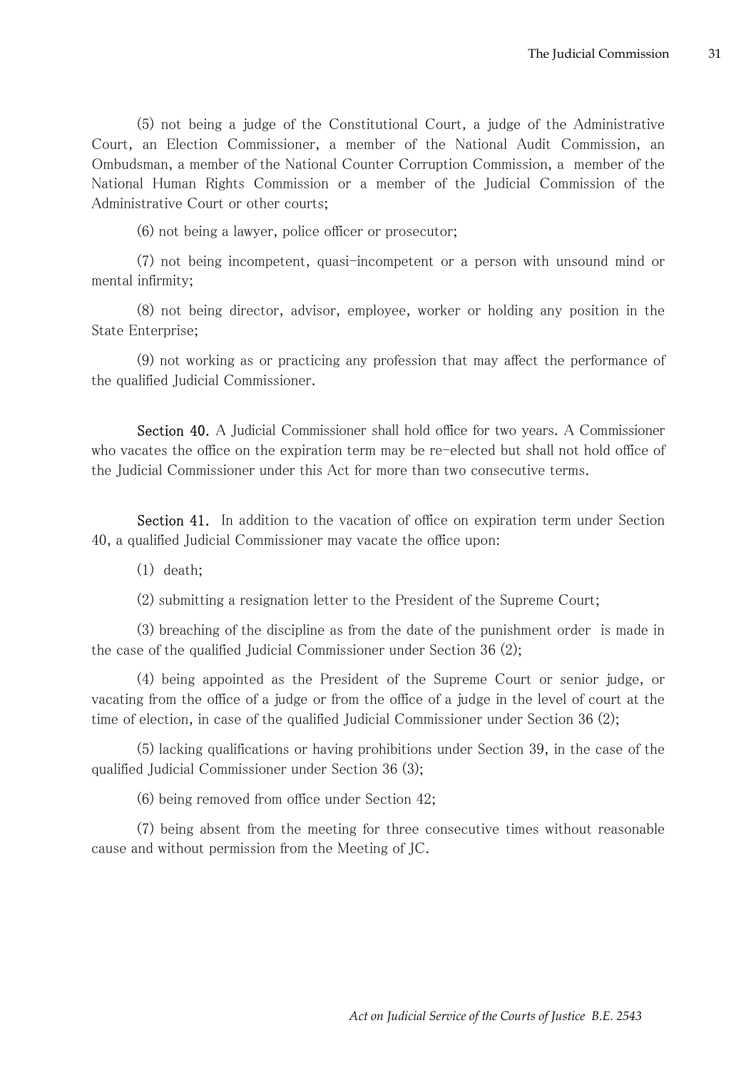(5) not being a judge of the Constitutional Court, a judge of the Administrative Court, an Election Commissioner, a member of the National Audit Commission, an Ombudsman, a member of the National Counter Corruption Commission, a member of the National Human Rights Commission or a member of the Judicial Commission of the Administrative Court or other courts;

(6) not being a lawyer, police officer or prosecutor;

(7) not being incompetent, quasi-incompetent or a person with unsound mind or mental infirmity;

(8) not being director, advisor, employee, worker or holding any position in the State Enterprise;

(9) not working as or practicing any profession that may affect the performance of the qualified Judicial Commissioner.

**Section 40.** A Judicial Commissioner shall hold office for two years. A Commissioner who vacates the office on the expiration term may be re-elected but shall not hold office of the Judicial Commissioner under this Act for more than two consecutive terms.

**Section 41.** In addition to the vacation of office on expiration term under Section 40, a qualified Judicial Commissioner may vacate the office upon:

(1) death;

(2) submitting a resignation letter to the President of the Supreme Court;

(3) breaching of the discipline as from the date of the punishment order is made in the case of the qualified Judicial Commissioner under Section 36 (2);

(4) being appointed as the President of the Supreme Court or senior judge, or vacating from the office of a judge or from the office of a judge in the level of court at the time of election, in case of the qualified Judicial Commissioner under Section 36 (2);

(5) lacking qualifications or having prohibitions under Section 39, in the case of the qualified Judicial Commissioner under Section 36 (3);

(6) being removed from office under Section 42;

(7) being absent from the meeting for three consecutive times without reasonable cause and without permission from the Meeting of JC.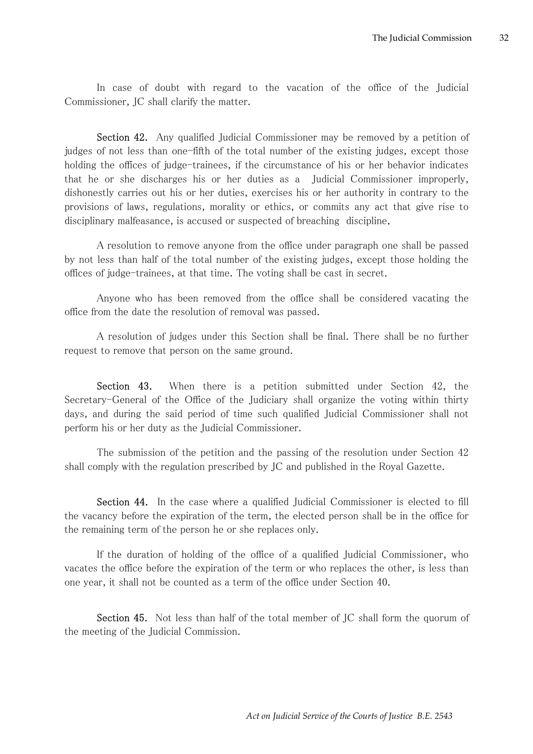In case of doubt with regard to the vacation of the office of the Judicial Commissioner, JC shall clarify the matter.

**Section 42.** Any qualified Judicial Commissioner may be removed by a petition of judges of not less than one-fifth of the total number of the existing judges, except those holding the offices of judge-trainees, if the circumstance of his or her behavior indicates that he or she discharges his or her duties as a Judicial Commissioner improperly, dishonestly carries out his or her duties, exercises his or her authority in contrary to the provisions of laws, regulations, morality or ethics, or commits any act that give rise to disciplinary malfeasance, is accused or suspected of breaching discipline.

A resolution to remove anyone from the office under paragraph one shall be passed by not less than half of the total number of the existing judges, except those holding the offices of judge-trainees, at that time. The voting shall be cast in secret.

Anyone who has been removed from the office shall be considered vacating the office from the date the resolution of removal was passed.

A resolution of judges under this Section shall be final. There shall be no further request to remove that person on the same ground.

**Section 43.** When there is a petition submitted under Section 42, the Secretary-General of the Office of the Judiciary shall organize the voting within thirty days, and during the said period of time such qualified Judicial Commissioner shall not perform his or her duty as the Judicial Commissioner.

The submission of the petition and the passing of the resolution under Section 42 shall comply with the regulation prescribed by JC and published in the Royal Gazette.

**Section 44.** In the case where a qualified Judicial Commissioner is elected to fill the vacancy before the expiration of the term, the elected person shall be in the office for the remaining term of the person he or she replaces only.

If the duration of holding of the office of a qualified Judicial Commissioner, who vacates the office before the expiration of the term or who replaces the other, is less than one year, it shall not be counted as a term of the office under Section 40.

**Section 45.** Not less than half of the total member of JC shall form the quorum of the meeting of the Judicial Commission.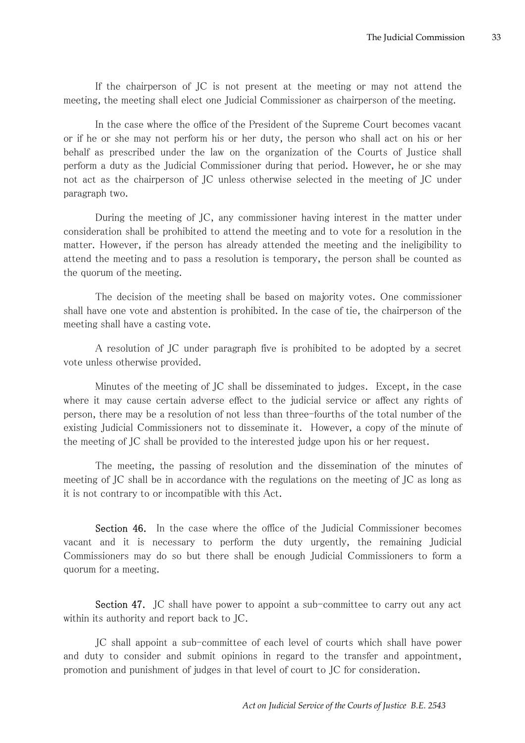If the chairperson of JC is not present at the meeting or may not attend the meeting, the meeting shall elect one Judicial Commissioner as chairperson of the meeting.

In the case where the office of the President of the Supreme Court becomes vacant or if he or she may not perform his or her duty, the person who shall act on his or her behalf as prescribed under the law on the organization of the Courts of Justice shall perform a duty as the Judicial Commissioner during that period. However, he or she may not act as the chairperson of JC unless otherwise selected in the meeting of JC under paragraph two.

During the meeting of JC, any commissioner having interest in the matter under consideration shall be prohibited to attend the meeting and to vote for a resolution in the matter. However, if the person has already attended the meeting and the ineligibility to attend the meeting and to pass a resolution is temporary, the person shall be counted as the quorum of the meeting.

The decision of the meeting shall be based on majority votes. One commissioner shall have one vote and abstention is prohibited. In the case of tie, the chairperson of the meeting shall have a casting vote.

A resolution of JC under paragraph five is prohibited to be adopted by a secret vote unless otherwise provided.

Minutes of the meeting of JC shall be disseminated to judges. Except, in the case where it may cause certain adverse effect to the judicial service or affect any rights of person, there may be a resolution of not less than three-fourths of the total number of the existing Judicial Commissioners not to disseminate it. However, a copy of the minute of the meeting of JC shall be provided to the interested judge upon his or her request.

The meeting, the passing of resolution and the dissemination of the minutes of meeting of JC shall be in accordance with the regulations on the meeting of JC as long as it is not contrary to or incompatible with this Act.

**Section 46.** In the case where the office of the Judicial Commissioner becomes vacant and it is necessary to perform the duty urgently, the remaining Judicial Commissioners may do so but there shall be enough Judicial Commissioners to form a quorum for a meeting.

**Section 47.** JC shall have power to appoint a sub-committee to carry out any act within its authority and report back to JC.

JC shall appoint a sub-committee of each level of courts which shall have power and duty to consider and submit opinions in regard to the transfer and appointment, promotion and punishment of judges in that level of court to JC for consideration.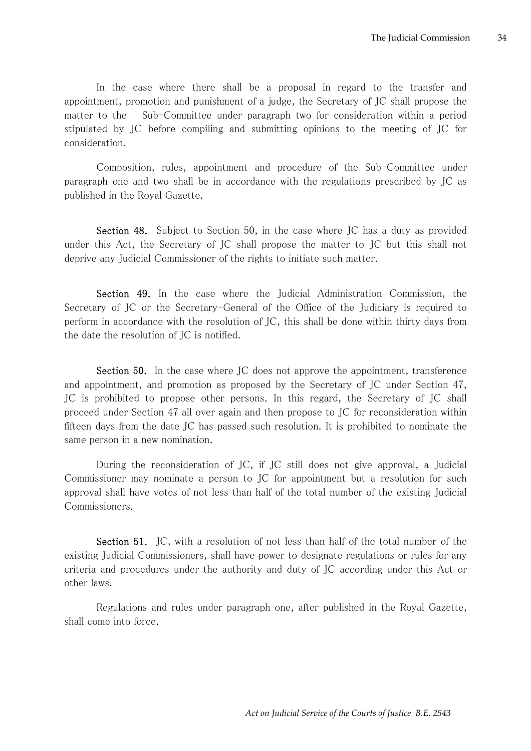In the case where there shall be a proposal in regard to the transfer and appointment, promotion and punishment of a judge, the Secretary of JC shall propose the matter to the Sub-Committee under paragraph two for consideration within a period stipulated by JC before compiling and submitting opinions to the meeting of JC for consideration.

Composition, rules, appointment and procedure of the Sub-Committee under paragraph one and two shall be in accordance with the regulations prescribed by JC as published in the Royal Gazette.

**Section 48.** Subject to Section 50, in the case where JC has a duty as provided under this Act, the Secretary of JC shall propose the matter to JC but this shall not deprive any Judicial Commissioner of the rights to initiate such matter.

**Section 49.** In the case where the Judicial Administration Commission, the Secretary of JC or the Secretary-General of the Office of the Judiciary is required to perform in accordance with the resolution of JC, this shall be done within thirty days from the date the resolution of JC is notified.

**Section 50.** In the case where JC does not approve the appointment, transference and appointment, and promotion as proposed by the Secretary of JC under Section 47, JC is prohibited to propose other persons. In this regard, the Secretary of JC shall proceed under Section 47 all over again and then propose to JC for reconsideration within fifteen days from the date JC has passed such resolution. It is prohibited to nominate the same person in a new nomination.

During the reconsideration of JC, if JC still does not give approval, a Judicial Commissioner may nominate a person to JC for appointment but a resolution for such approval shall have votes of not less than half of the total number of the existing Judicial Commissioners.

**Section 51.** JC, with a resolution of not less than half of the total number of the existing Judicial Commissioners, shall have power to designate regulations or rules for any criteria and procedures under the authority and duty of JC according under this Act or other laws.

Regulations and rules under paragraph one, after published in the Royal Gazette, shall come into force.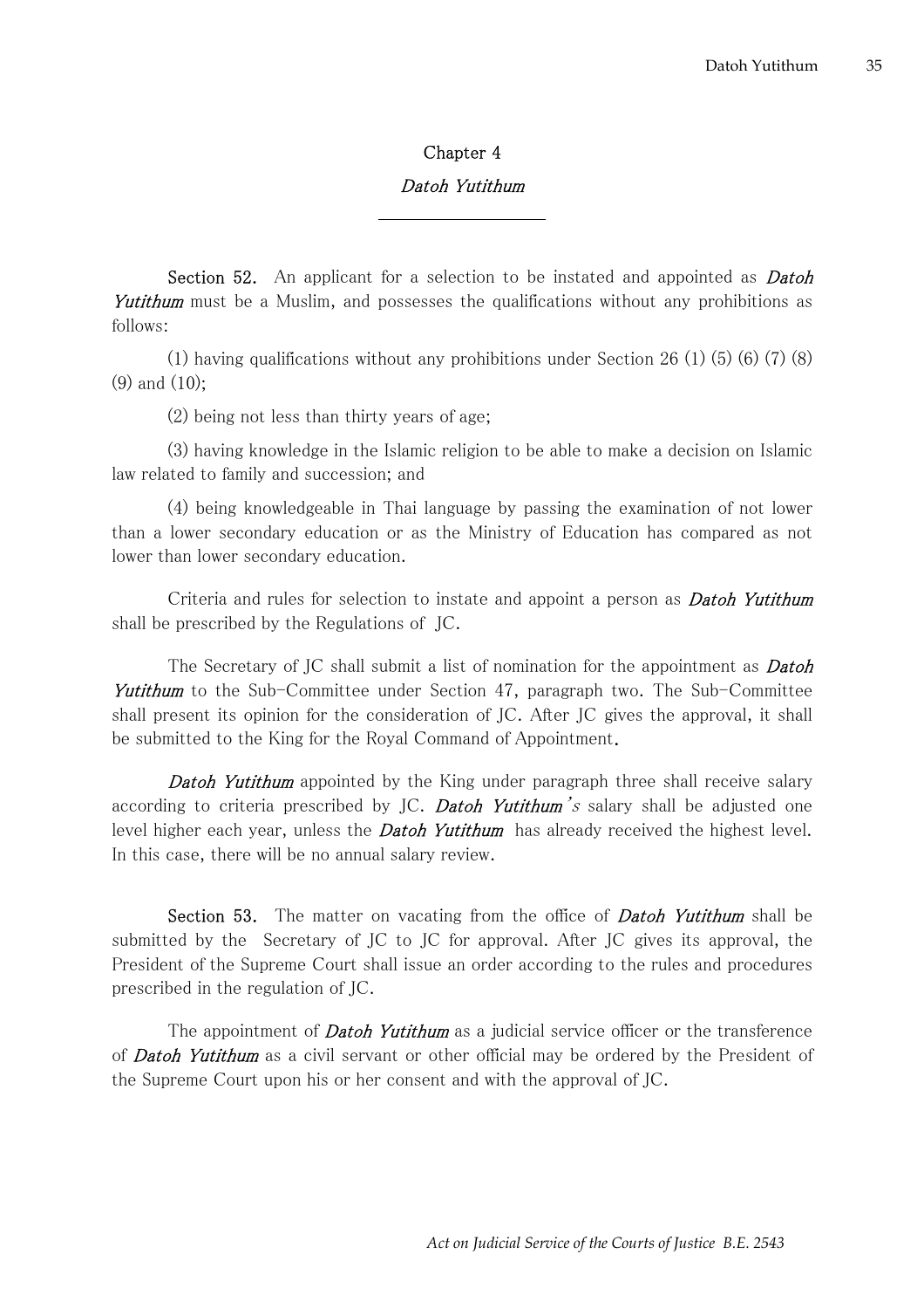## Chapter 4

### *Datoh Yutithum*

**Section 52.** An applicant for a selection to be instated and appointed as ***Datoh Yutithum*** must be a Muslim, and possesses the qualifications without any prohibitions as follows:

(1) having qualifications without any prohibitions under Section 26 (1) (5) (6) (7) (8) (9) and (10);

(2) being not less than thirty years of age;

(3) having knowledge in the Islamic religion to be able to make a decision on Islamic law related to family and succession; and

(4) being knowledgeable in Thai language by passing the examination of not lower than a lower secondary education or as the Ministry of Education has compared as not lower than lower secondary education.

Criteria and rules for selection to instate and appoint a person as ***Datoh Yutithum*** shall be prescribed by the Regulations of JC.

The Secretary of JC shall submit a list of nomination for the appointment as ***Datoh Yutithum*** to the Sub-Committee under Section 47, paragraph two. The Sub-Committee shall present its opinion for the consideration of JC. After JC gives the approval, it shall be submitted to the King for the Royal Command of Appointment.

***Datoh Yutithum*** appointed by the King under paragraph three shall receive salary according to criteria prescribed by JC. ***Datoh Yutithum's*** salary shall be adjusted one level higher each year, unless the ***Datoh Yutithum*** has already received the highest level. In this case, there will be no annual salary review.

**Section 53.** The matter on vacating from the office of ***Datoh Yutithum*** shall be submitted by the Secretary of JC to JC for approval. After JC gives its approval, the President of the Supreme Court shall issue an order according to the rules and procedures prescribed in the regulation of JC.

The appointment of ***Datoh Yutithum*** as a judicial service officer or the transference of ***Datoh Yutithum*** as a civil servant or other official may be ordered by the President of the Supreme Court upon his or her consent and with the approval of JC.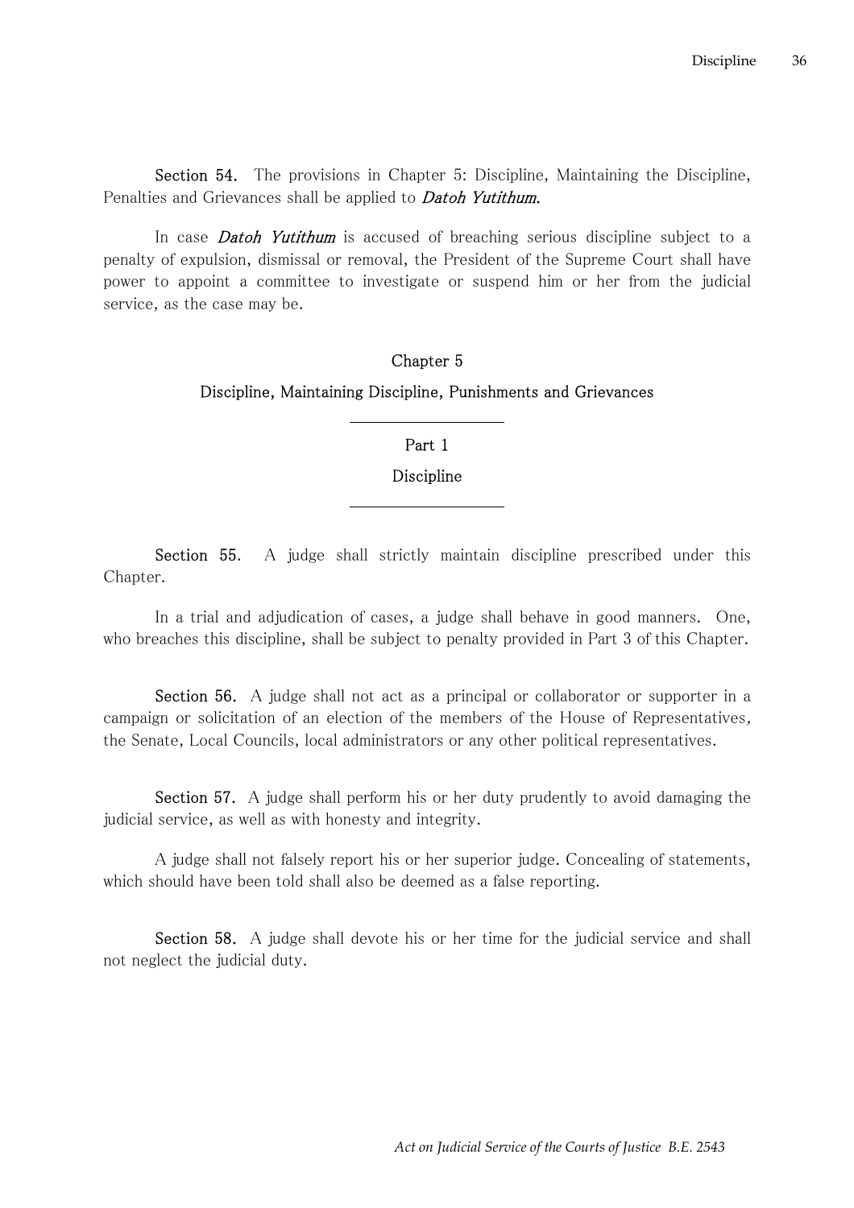**Section 54.** The provisions in Chapter 5: Discipline, Maintaining the Discipline, Penalties and Grievances shall be applied to ***Datoh Yutithum***.

In case ***Datoh Yutithum*** is accused of breaching serious discipline subject to a penalty of expulsion, dismissal or removal, the President of the Supreme Court shall have power to appoint a committee to investigate or suspend him or her from the judicial service, as the case may be.

## Chapter 5

## Discipline, Maintaining Discipline, Punishments and Grievances

### Part 1

### Discipline

**Section 55.** A judge shall strictly maintain discipline prescribed under this Chapter.

In a trial and adjudication of cases, a judge shall behave in good manners. One, who breaches this discipline, shall be subject to penalty provided in Part 3 of this Chapter.

**Section 56.** A judge shall not act as a principal or collaborator or supporter in a campaign or solicitation of an election of the members of the House of Representatives, the Senate, Local Councils, local administrators or any other political representatives.

**Section 57.** A judge shall perform his or her duty prudently to avoid damaging the judicial service, as well as with honesty and integrity.

A judge shall not falsely report his or her superior judge. Concealing of statements, which should have been told shall also be deemed as a false reporting.

**Section 58.** A judge shall devote his or her time for the judicial service and shall not neglect the judicial duty.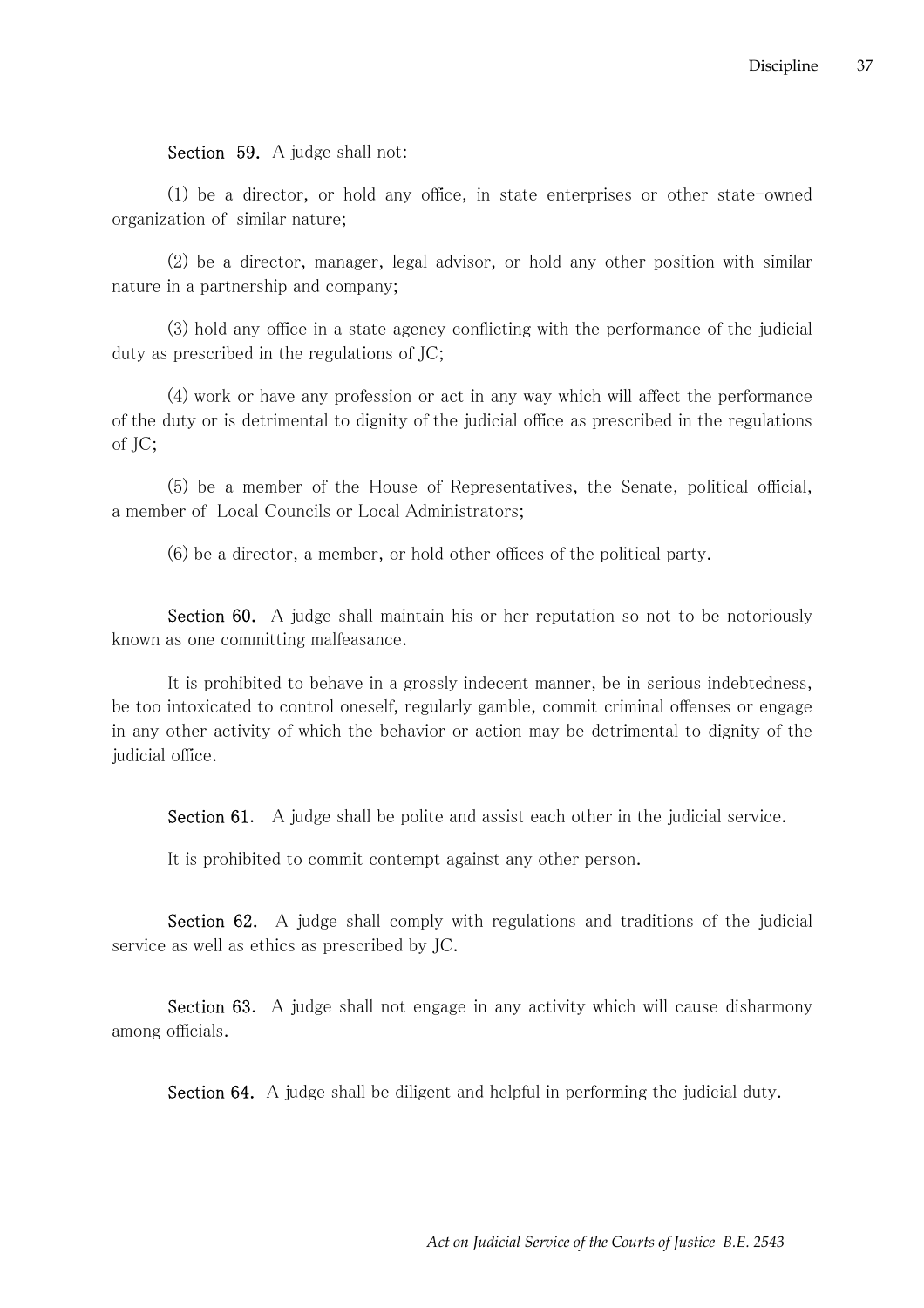**Section 59.** A judge shall not:

(1) be a director, or hold any office, in state enterprises or other state-owned organization of similar nature;

(2) be a director, manager, legal advisor, or hold any other position with similar nature in a partnership and company;

(3) hold any office in a state agency conflicting with the performance of the judicial duty as prescribed in the regulations of JC;

(4) work or have any profession or act in any way which will affect the performance of the duty or is detrimental to dignity of the judicial office as prescribed in the regulations of JC;

(5) be a member of the House of Representatives, the Senate, political official, a member of Local Councils or Local Administrators;

(6) be a director, a member, or hold other offices of the political party.

**Section 60.** A judge shall maintain his or her reputation so not to be notoriously known as one committing malfeasance.

It is prohibited to behave in a grossly indecent manner, be in serious indebtedness, be too intoxicated to control oneself, regularly gamble, commit criminal offenses or engage in any other activity of which the behavior or action may be detrimental to dignity of the judicial office.

**Section 61.** A judge shall be polite and assist each other in the judicial service.

It is prohibited to commit contempt against any other person.

**Section 62.** A judge shall comply with regulations and traditions of the judicial service as well as ethics as prescribed by JC.

**Section 63.** A judge shall not engage in any activity which will cause disharmony among officials.

**Section 64.** A judge shall be diligent and helpful in performing the judicial duty.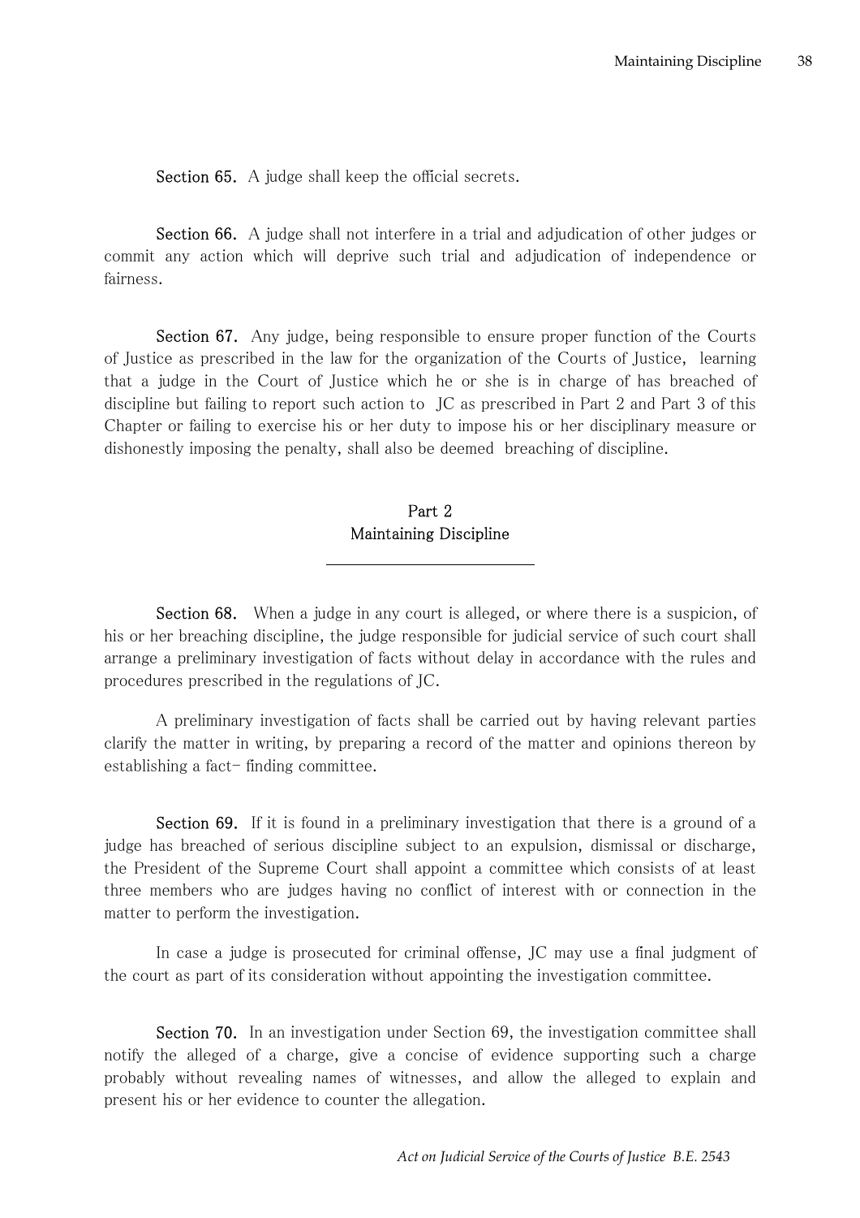**Section 65.** A judge shall keep the official secrets.

**Section 66.** A judge shall not interfere in a trial and adjudication of other judges or commit any action which will deprive such trial and adjudication of independence or fairness.

**Section 67.** Any judge, being responsible to ensure proper function of the Courts of Justice as prescribed in the law for the organization of the Courts of Justice, learning that a judge in the Court of Justice which he or she is in charge of has breached of discipline but failing to report such action to JC as prescribed in Part 2 and Part 3 of this Chapter or failing to exercise his or her duty to impose his or her disciplinary measure or dishonestly imposing the penalty, shall also be deemed breaching of discipline.

## Part 2
## Maintaining Discipline

---

**Section 68.** When a judge in any court is alleged, or where there is a suspicion, of his or her breaching discipline, the judge responsible for judicial service of such court shall arrange a preliminary investigation of facts without delay in accordance with the rules and procedures prescribed in the regulations of JC.

A preliminary investigation of facts shall be carried out by having relevant parties clarify the matter in writing, by preparing a record of the matter and opinions thereon by establishing a fact- finding committee.

**Section 69.** If it is found in a preliminary investigation that there is a ground of a judge has breached of serious discipline subject to an expulsion, dismissal or discharge, the President of the Supreme Court shall appoint a committee which consists of at least three members who are judges having no conflict of interest with or connection in the matter to perform the investigation.

In case a judge is prosecuted for criminal offense, JC may use a final judgment of the court as part of its consideration without appointing the investigation committee.

**Section 70.** In an investigation under Section 69, the investigation committee shall notify the alleged of a charge, give a concise of evidence supporting such a charge probably without revealing names of witnesses, and allow the alleged to explain and present his or her evidence to counter the allegation.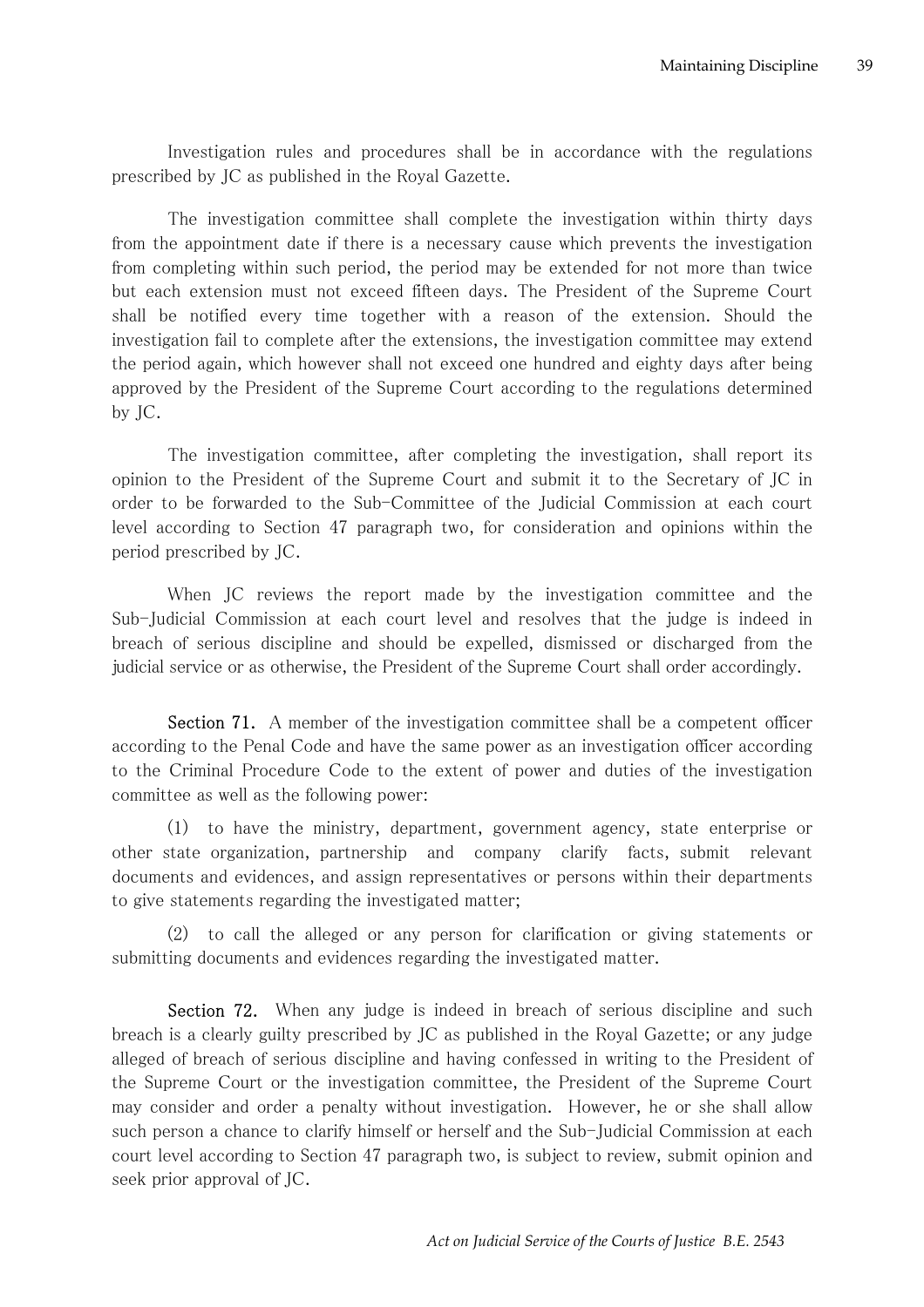Investigation rules and procedures shall be in accordance with the regulations prescribed by JC as published in the Royal Gazette.

The investigation committee shall complete the investigation within thirty days from the appointment date if there is a necessary cause which prevents the investigation from completing within such period, the period may be extended for not more than twice but each extension must not exceed fifteen days. The President of the Supreme Court shall be notified every time together with a reason of the extension. Should the investigation fail to complete after the extensions, the investigation committee may extend the period again, which however shall not exceed one hundred and eighty days after being approved by the President of the Supreme Court according to the regulations determined by JC.

The investigation committee, after completing the investigation, shall report its opinion to the President of the Supreme Court and submit it to the Secretary of JC in order to be forwarded to the Sub-Committee of the Judicial Commission at each court level according to Section 47 paragraph two, for consideration and opinions within the period prescribed by JC.

When JC reviews the report made by the investigation committee and the Sub-Judicial Commission at each court level and resolves that the judge is indeed in breach of serious discipline and should be expelled, dismissed or discharged from the judicial service or as otherwise, the President of the Supreme Court shall order accordingly.

**Section 71.** A member of the investigation committee shall be a competent officer according to the Penal Code and have the same power as an investigation officer according to the Criminal Procedure Code to the extent of power and duties of the investigation committee as well as the following power:

(1) to have the ministry, department, government agency, state enterprise or other state organization, partnership and company clarify facts, submit relevant documents and evidences, and assign representatives or persons within their departments to give statements regarding the investigated matter;

(2) to call the alleged or any person for clarification or giving statements or submitting documents and evidences regarding the investigated matter.

**Section 72.** When any judge is indeed in breach of serious discipline and such breach is a clearly guilty prescribed by JC as published in the Royal Gazette; or any judge alleged of breach of serious discipline and having confessed in writing to the President of the Supreme Court or the investigation committee, the President of the Supreme Court may consider and order a penalty without investigation. However, he or she shall allow such person a chance to clarify himself or herself and the Sub-Judicial Commission at each court level according to Section 47 paragraph two, is subject to review, submit opinion and seek prior approval of JC.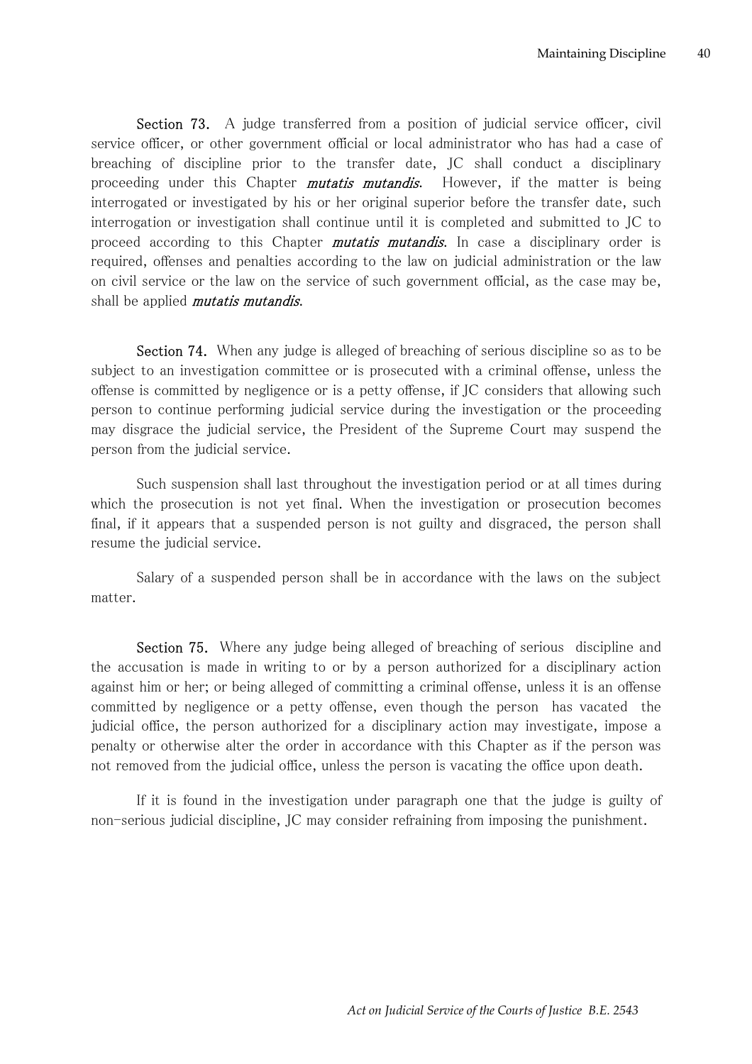**Section 73.** A judge transferred from a position of judicial service officer, civil service officer, or other government official or local administrator who has had a case of breaching of discipline prior to the transfer date, JC shall conduct a disciplinary proceeding under this Chapter *mutatis mutandis*. However, if the matter is being interrogated or investigated by his or her original superior before the transfer date, such interrogation or investigation shall continue until it is completed and submitted to JC to proceed according to this Chapter *mutatis mutandis*. In case a disciplinary order is required, offenses and penalties according to the law on judicial administration or the law on civil service or the law on the service of such government official, as the case may be, shall be applied *mutatis mutandis*.

**Section 74.** When any judge is alleged of breaching of serious discipline so as to be subject to an investigation committee or is prosecuted with a criminal offense, unless the offense is committed by negligence or is a petty offense, if JC considers that allowing such person to continue performing judicial service during the investigation or the proceeding may disgrace the judicial service, the President of the Supreme Court may suspend the person from the judicial service.

Such suspension shall last throughout the investigation period or at all times during which the prosecution is not yet final. When the investigation or prosecution becomes final, if it appears that a suspended person is not guilty and disgraced, the person shall resume the judicial service.

Salary of a suspended person shall be in accordance with the laws on the subject matter.

**Section 75.** Where any judge being alleged of breaching of serious discipline and the accusation is made in writing to or by a person authorized for a disciplinary action against him or her; or being alleged of committing a criminal offense, unless it is an offense committed by negligence or a petty offense, even though the person has vacated the judicial office, the person authorized for a disciplinary action may investigate, impose a penalty or otherwise alter the order in accordance with this Chapter as if the person was not removed from the judicial office, unless the person is vacating the office upon death.

If it is found in the investigation under paragraph one that the judge is guilty of non-serious judicial discipline, JC may consider refraining from imposing the punishment.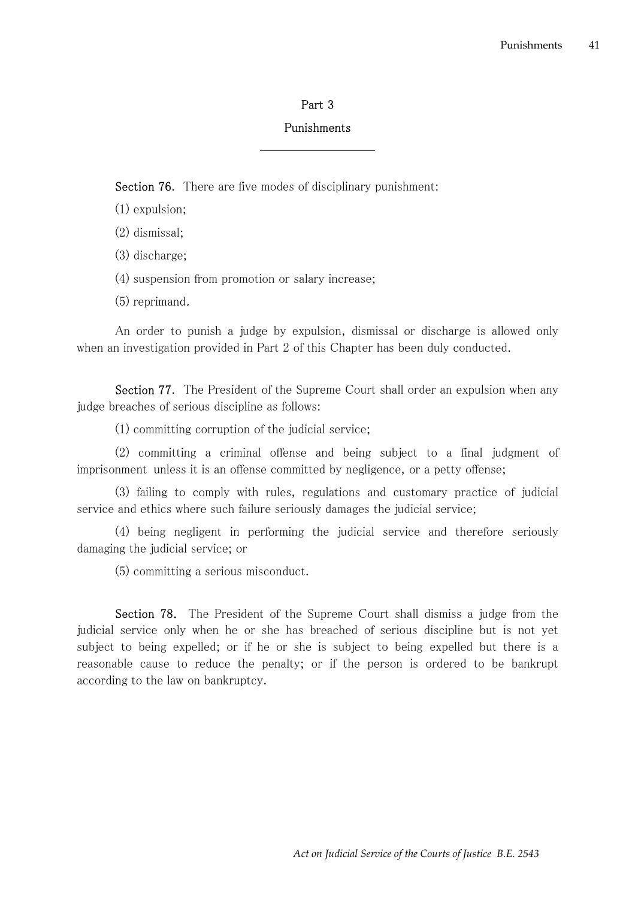## Part 3

## Punishments

**Section 76.** There are five modes of disciplinary punishment:

(1) expulsion;

(2) dismissal;

(3) discharge;

(4) suspension from promotion or salary increase;

(5) reprimand.

An order to punish a judge by expulsion, dismissal or discharge is allowed only when an investigation provided in Part 2 of this Chapter has been duly conducted.

**Section 77.** The President of the Supreme Court shall order an expulsion when any judge breaches of serious discipline as follows:

(1) committing corruption of the judicial service;

(2) committing a criminal offense and being subject to a final judgment of imprisonment unless it is an offense committed by negligence, or a petty offense;

(3) failing to comply with rules, regulations and customary practice of judicial service and ethics where such failure seriously damages the judicial service;

(4) being negligent in performing the judicial service and therefore seriously damaging the judicial service; or

(5) committing a serious misconduct.

**Section 78.** The President of the Supreme Court shall dismiss a judge from the judicial service only when he or she has breached of serious discipline but is not yet subject to being expelled; or if he or she is subject to being expelled but there is a reasonable cause to reduce the penalty; or if the person is ordered to be bankrupt according to the law on bankruptcy.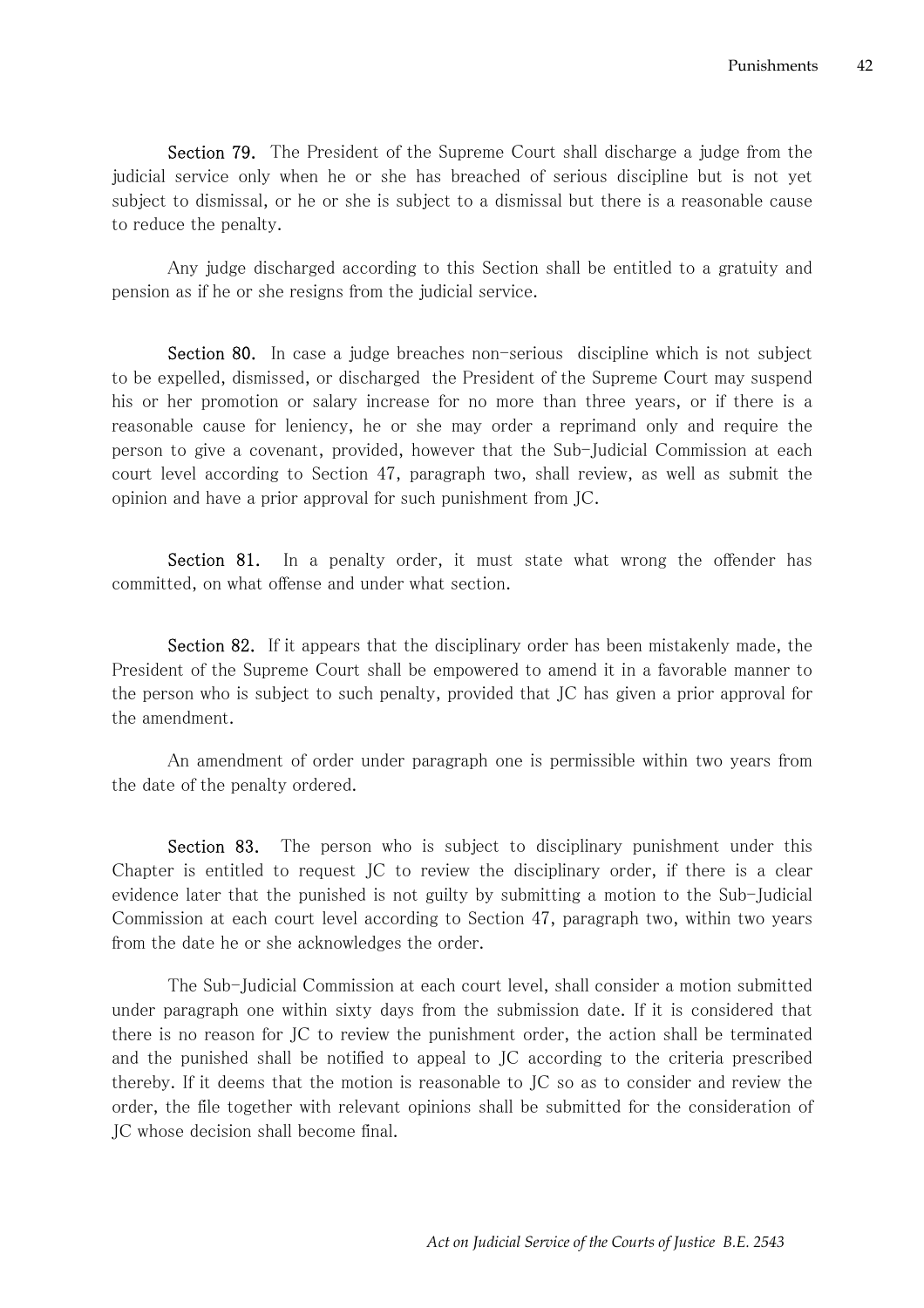**Section 79.** The President of the Supreme Court shall discharge a judge from the judicial service only when he or she has breached of serious discipline but is not yet subject to dismissal, or he or she is subject to a dismissal but there is a reasonable cause to reduce the penalty.

Any judge discharged according to this Section shall be entitled to a gratuity and pension as if he or she resigns from the judicial service.

**Section 80.** In case a judge breaches non-serious discipline which is not subject to be expelled, dismissed, or discharged the President of the Supreme Court may suspend his or her promotion or salary increase for no more than three years, or if there is a reasonable cause for leniency, he or she may order a reprimand only and require the person to give a covenant, provided, however that the Sub-Judicial Commission at each court level according to Section 47, paragraph two, shall review, as well as submit the opinion and have a prior approval for such punishment from JC.

**Section 81.** In a penalty order, it must state what wrong the offender has committed, on what offense and under what section.

**Section 82.** If it appears that the disciplinary order has been mistakenly made, the President of the Supreme Court shall be empowered to amend it in a favorable manner to the person who is subject to such penalty, provided that JC has given a prior approval for the amendment.

An amendment of order under paragraph one is permissible within two years from the date of the penalty ordered.

**Section 83.** The person who is subject to disciplinary punishment under this Chapter is entitled to request JC to review the disciplinary order, if there is a clear evidence later that the punished is not guilty by submitting a motion to the Sub-Judicial Commission at each court level according to Section 47, paragraph two, within two years from the date he or she acknowledges the order.

The Sub-Judicial Commission at each court level, shall consider a motion submitted under paragraph one within sixty days from the submission date. If it is considered that there is no reason for JC to review the punishment order, the action shall be terminated and the punished shall be notified to appeal to JC according to the criteria prescribed thereby. If it deems that the motion is reasonable to JC so as to consider and review the order, the file together with relevant opinions shall be submitted for the consideration of JC whose decision shall become final.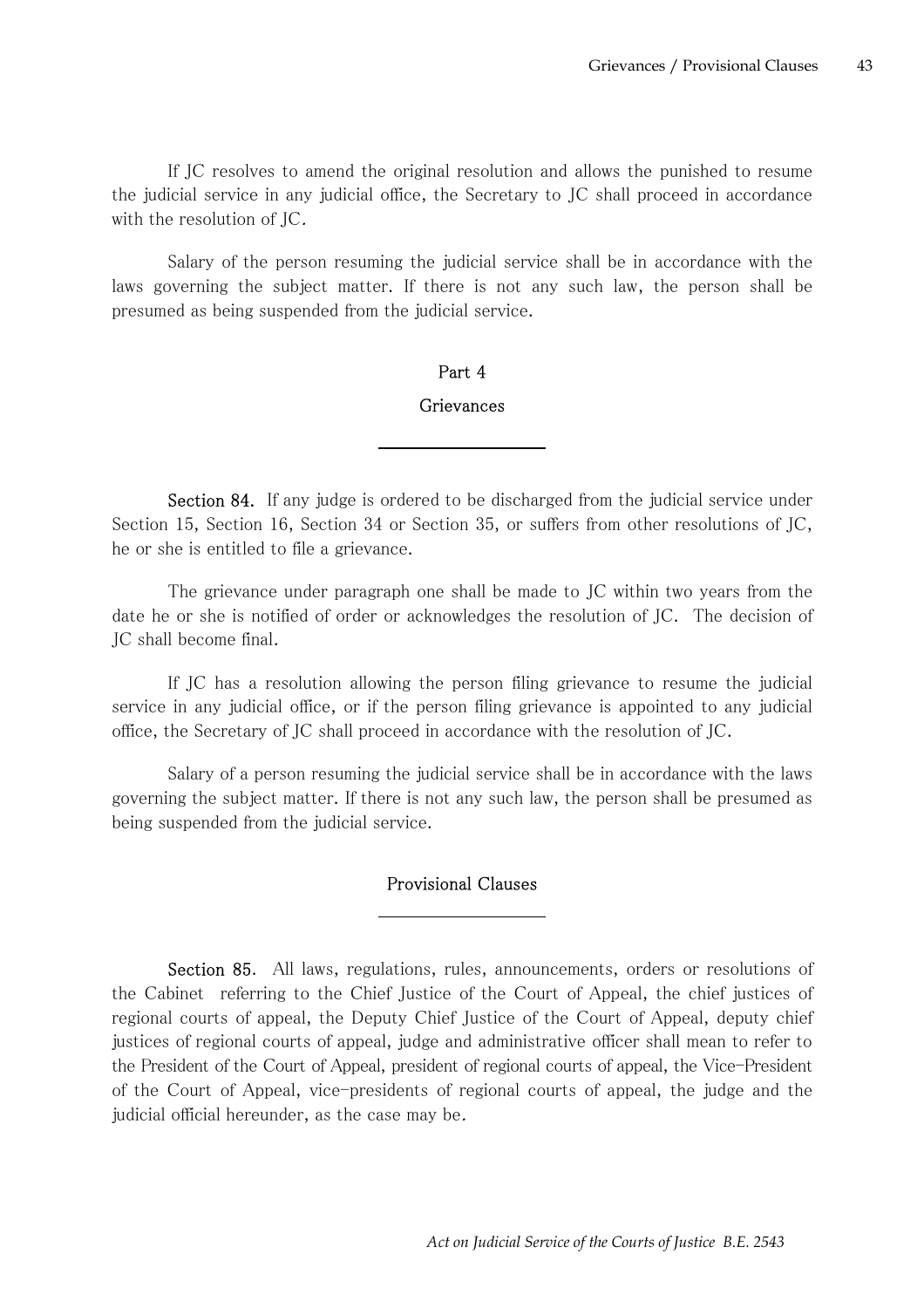If JC resolves to amend the original resolution and allows the punished to resume the judicial service in any judicial office, the Secretary to JC shall proceed in accordance with the resolution of JC.

Salary of the person resuming the judicial service shall be in accordance with the laws governing the subject matter. If there is not any such law, the person shall be presumed as being suspended from the judicial service.

## Part 4

## Grievances

**Section 84.** If any judge is ordered to be discharged from the judicial service under Section 15, Section 16, Section 34 or Section 35, or suffers from other resolutions of JC, he or she is entitled to file a grievance.

The grievance under paragraph one shall be made to JC within two years from the date he or she is notified of order or acknowledges the resolution of JC. The decision of JC shall become final.

If JC has a resolution allowing the person filing grievance to resume the judicial service in any judicial office, or if the person filing grievance is appointed to any judicial office, the Secretary of JC shall proceed in accordance with the resolution of JC.

Salary of a person resuming the judicial service shall be in accordance with the laws governing the subject matter. If there is not any such law, the person shall be presumed as being suspended from the judicial service.

## Provisional Clauses

**Section 85.** All laws, regulations, rules, announcements, orders or resolutions of the Cabinet referring to the Chief Justice of the Court of Appeal, the chief justices of regional courts of appeal, the Deputy Chief Justice of the Court of Appeal, deputy chief justices of regional courts of appeal, judge and administrative officer shall mean to refer to the President of the Court of Appeal, president of regional courts of appeal, the Vice-President of the Court of Appeal, vice-presidents of regional courts of appeal, the judge and the judicial official hereunder, as the case may be.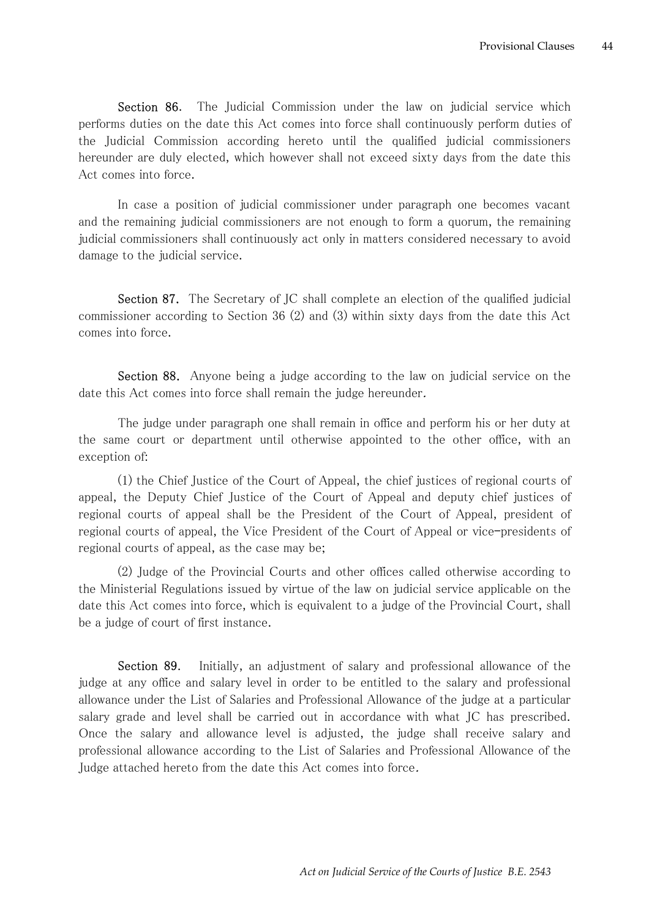**Section 86.** The Judicial Commission under the law on judicial service which performs duties on the date this Act comes into force shall continuously perform duties of the Judicial Commission according hereto until the qualified judicial commissioners hereunder are duly elected, which however shall not exceed sixty days from the date this Act comes into force.

In case a position of judicial commissioner under paragraph one becomes vacant and the remaining judicial commissioners are not enough to form a quorum, the remaining judicial commissioners shall continuously act only in matters considered necessary to avoid damage to the judicial service.

**Section 87.** The Secretary of JC shall complete an election of the qualified judicial commissioner according to Section 36 (2) and (3) within sixty days from the date this Act comes into force.

**Section 88.** Anyone being a judge according to the law on judicial service on the date this Act comes into force shall remain the judge hereunder.

The judge under paragraph one shall remain in office and perform his or her duty at the same court or department until otherwise appointed to the other office, with an exception of:

(1) the Chief Justice of the Court of Appeal, the chief justices of regional courts of appeal, the Deputy Chief Justice of the Court of Appeal and deputy chief justices of regional courts of appeal shall be the President of the Court of Appeal, president of regional courts of appeal, the Vice President of the Court of Appeal or vice-presidents of regional courts of appeal, as the case may be;

(2) Judge of the Provincial Courts and other offices called otherwise according to the Ministerial Regulations issued by virtue of the law on judicial service applicable on the date this Act comes into force, which is equivalent to a judge of the Provincial Court, shall be a judge of court of first instance.

**Section 89.** Initially, an adjustment of salary and professional allowance of the judge at any office and salary level in order to be entitled to the salary and professional allowance under the List of Salaries and Professional Allowance of the judge at a particular salary grade and level shall be carried out in accordance with what JC has prescribed. Once the salary and allowance level is adjusted, the judge shall receive salary and professional allowance according to the List of Salaries and Professional Allowance of the Judge attached hereto from the date this Act comes into force.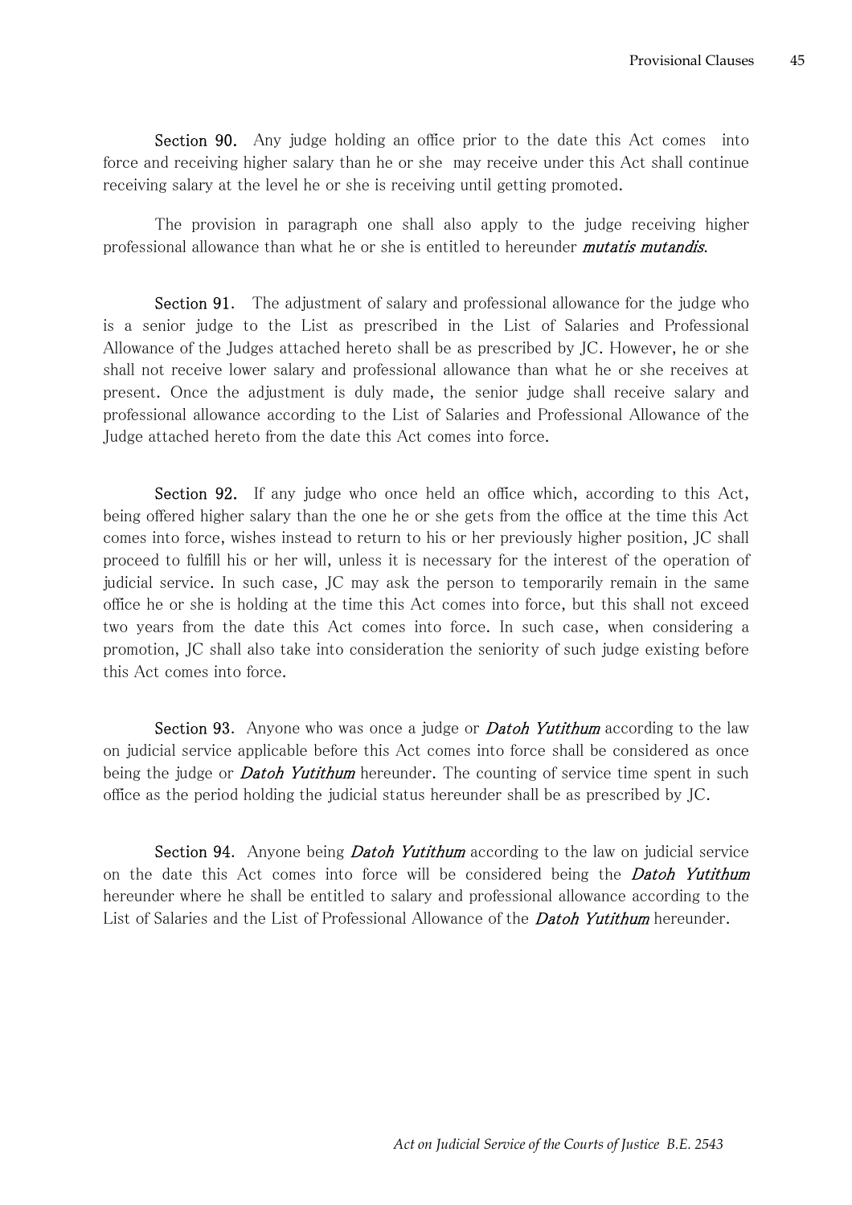**Section 90.** Any judge holding an office prior to the date this Act comes into force and receiving higher salary than he or she may receive under this Act shall continue receiving salary at the level he or she is receiving until getting promoted.

The provision in paragraph one shall also apply to the judge receiving higher professional allowance than what he or she is entitled to hereunder ***mutatis mutandis***.

**Section 91.** The adjustment of salary and professional allowance for the judge who is a senior judge to the List as prescribed in the List of Salaries and Professional Allowance of the Judges attached hereto shall be as prescribed by JC. However, he or she shall not receive lower salary and professional allowance than what he or she receives at present. Once the adjustment is duly made, the senior judge shall receive salary and professional allowance according to the List of Salaries and Professional Allowance of the Judge attached hereto from the date this Act comes into force.

**Section 92.** If any judge who once held an office which, according to this Act, being offered higher salary than the one he or she gets from the office at the time this Act comes into force, wishes instead to return to his or her previously higher position, JC shall proceed to fulfill his or her will, unless it is necessary for the interest of the operation of judicial service. In such case, JC may ask the person to temporarily remain in the same office he or she is holding at the time this Act comes into force, but this shall not exceed two years from the date this Act comes into force. In such case, when considering a promotion, JC shall also take into consideration the seniority of such judge existing before this Act comes into force.

**Section 93.** Anyone who was once a judge or ***Datoh Yutithum*** according to the law on judicial service applicable before this Act comes into force shall be considered as once being the judge or ***Datoh Yutithum*** hereunder. The counting of service time spent in such office as the period holding the judicial status hereunder shall be as prescribed by JC.

**Section 94.** Anyone being ***Datoh Yutithum*** according to the law on judicial service on the date this Act comes into force will be considered being the ***Datoh Yutithum*** hereunder where he shall be entitled to salary and professional allowance according to the List of Salaries and the List of Professional Allowance of the ***Datoh Yutithum*** hereunder.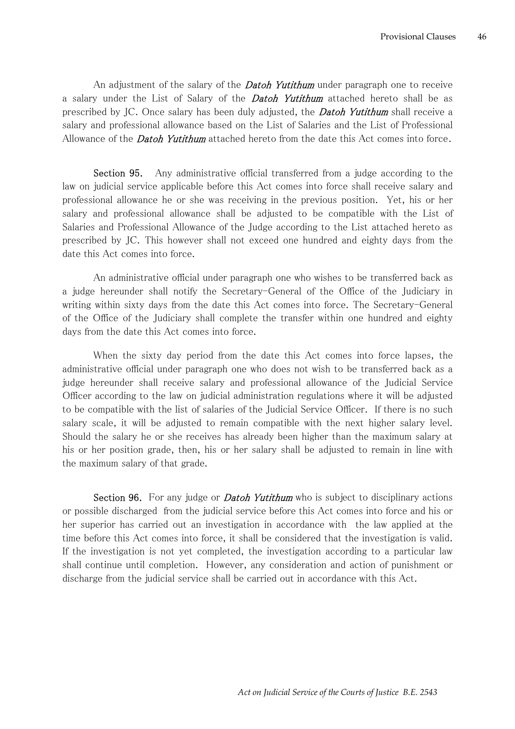An adjustment of the salary of the *Datoh Yutithum* under paragraph one to receive a salary under the List of Salary of the *Datoh Yutithum* attached hereto shall be as prescribed by JC. Once salary has been duly adjusted, the *Datoh Yutithum* shall receive a salary and professional allowance based on the List of Salaries and the List of Professional Allowance of the *Datoh Yutithum* attached hereto from the date this Act comes into force.

**Section 95.** Any administrative official transferred from a judge according to the law on judicial service applicable before this Act comes into force shall receive salary and professional allowance he or she was receiving in the previous position. Yet, his or her salary and professional allowance shall be adjusted to be compatible with the List of Salaries and Professional Allowance of the Judge according to the List attached hereto as prescribed by JC. This however shall not exceed one hundred and eighty days from the date this Act comes into force.

An administrative official under paragraph one who wishes to be transferred back as a judge hereunder shall notify the Secretary-General of the Office of the Judiciary in writing within sixty days from the date this Act comes into force. The Secretary-General of the Office of the Judiciary shall complete the transfer within one hundred and eighty days from the date this Act comes into force.

When the sixty day period from the date this Act comes into force lapses, the administrative official under paragraph one who does not wish to be transferred back as a judge hereunder shall receive salary and professional allowance of the Judicial Service Officer according to the law on judicial administration regulations where it will be adjusted to be compatible with the list of salaries of the Judicial Service Officer. If there is no such salary scale, it will be adjusted to remain compatible with the next higher salary level. Should the salary he or she receives has already been higher than the maximum salary at his or her position grade, then, his or her salary shall be adjusted to remain in line with the maximum salary of that grade.

**Section 96.** For any judge or *Datoh Yutithum* who is subject to disciplinary actions or possible discharged from the judicial service before this Act comes into force and his or her superior has carried out an investigation in accordance with the law applied at the time before this Act comes into force, it shall be considered that the investigation is valid. If the investigation is not yet completed, the investigation according to a particular law shall continue until completion. However, any consideration and action of punishment or discharge from the judicial service shall be carried out in accordance with this Act.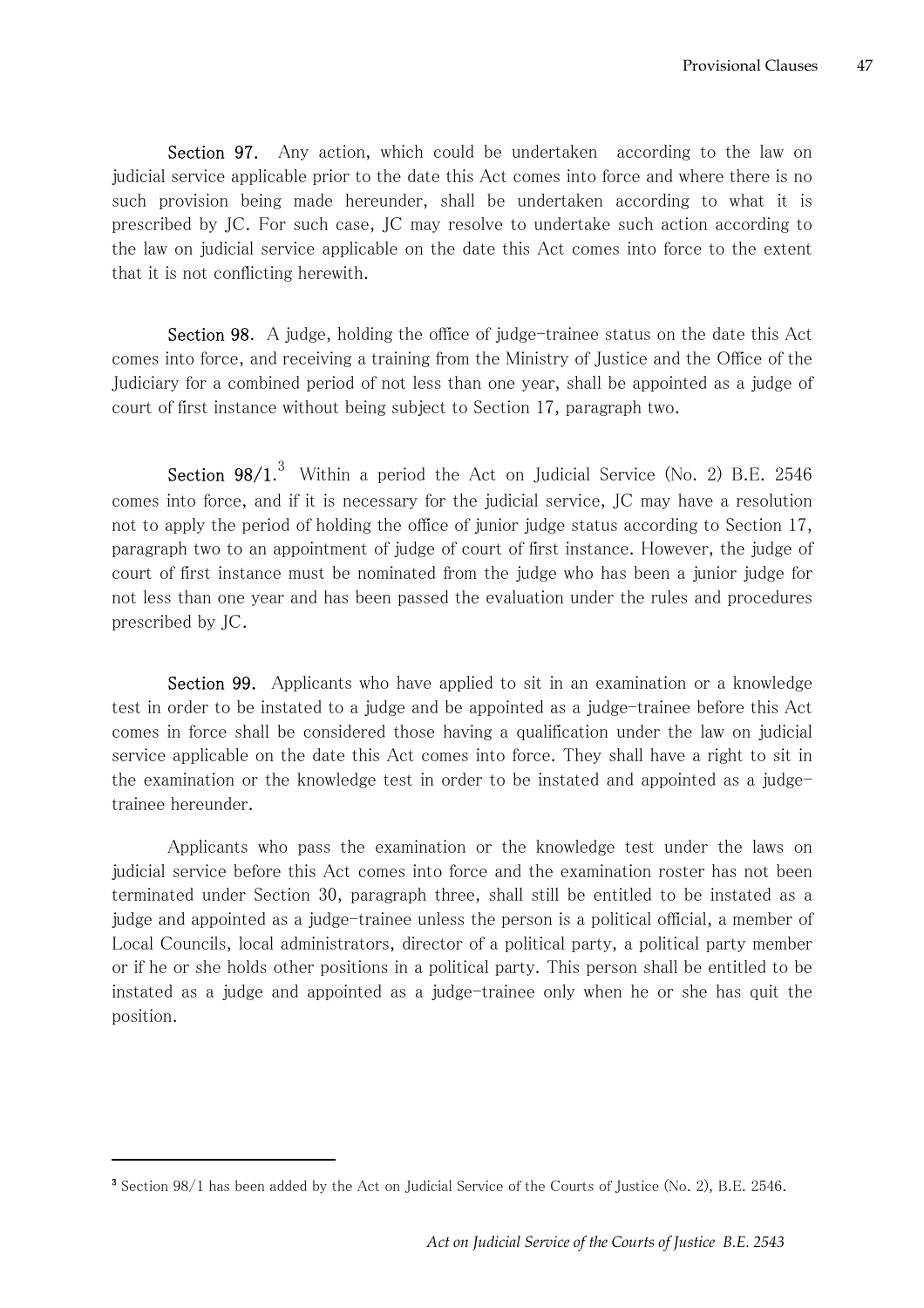**Section 97.** Any action, which could be undertaken according to the law on judicial service applicable prior to the date this Act comes into force and where there is no such provision being made hereunder, shall be undertaken according to what it is prescribed by JC. For such case, JC may resolve to undertake such action according to the law on judicial service applicable on the date this Act comes into force to the extent that it is not conflicting herewith.

**Section 98.** A judge, holding the office of judge-trainee status on the date this Act comes into force, and receiving a training from the Ministry of Justice and the Office of the Judiciary for a combined period of not less than one year, shall be appointed as a judge of court of first instance without being subject to Section 17, paragraph two.

**Section 98/1.**[3] Within a period the Act on Judicial Service (No. 2) B.E. 2546 comes into force, and if it is necessary for the judicial service, JC may have a resolution not to apply the period of holding the office of junior judge status according to Section 17, paragraph two to an appointment of judge of court of first instance. However, the judge of court of first instance must be nominated from the judge who has been a junior judge for not less than one year and has been passed the evaluation under the rules and procedures prescribed by JC.

**Section 99.** Applicants who have applied to sit in an examination or a knowledge test in order to be instated to a judge and be appointed as a judge-trainee before this Act comes in force shall be considered those having a qualification under the law on judicial service applicable on the date this Act comes into force. They shall have a right to sit in the examination or the knowledge test in order to be instated and appointed as a judge-trainee hereunder.

Applicants who pass the examination or the knowledge test under the laws on judicial service before this Act comes into force and the examination roster has not been terminated under Section 30, paragraph three, shall still be entitled to be instated as a judge and appointed as a judge-trainee unless the person is a political official, a member of Local Councils, local administrators, director of a political party, a political party member or if he or she holds other positions in a political party. This person shall be entitled to be instated as a judge and appointed as a judge-trainee only when he or she has quit the position.

---

[3] Section 98/1 has been added by the Act on Judicial Service of the Courts of Justice (No. 2), B.E. 2546.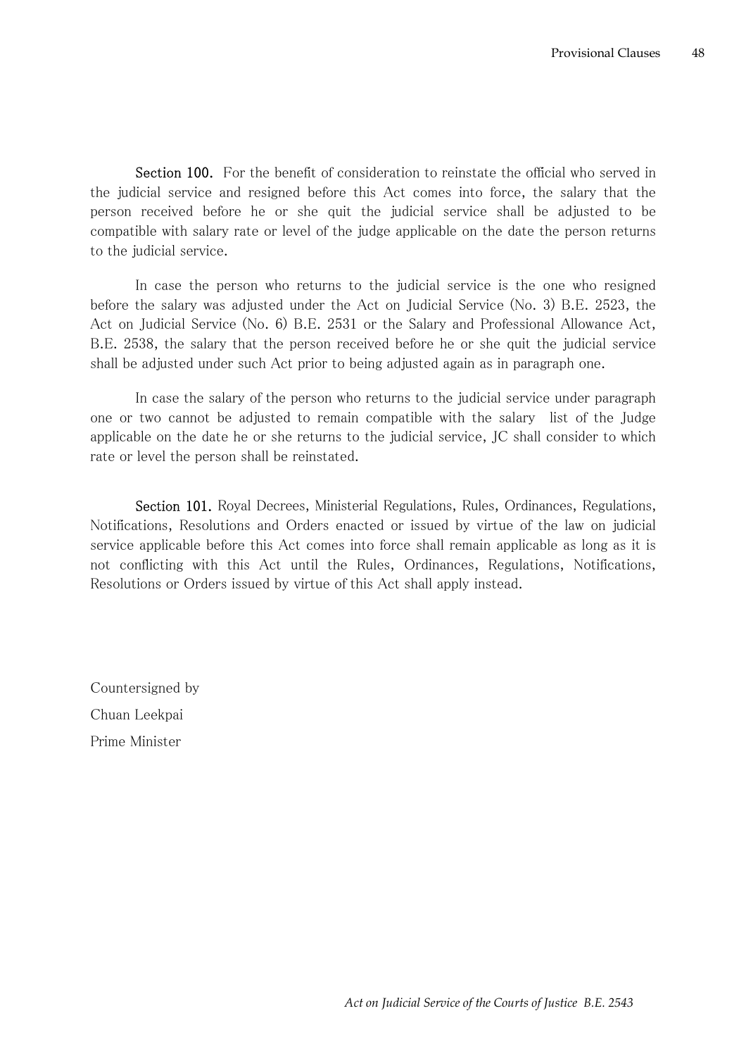**Section 100.** For the benefit of consideration to reinstate the official who served in the judicial service and resigned before this Act comes into force, the salary that the person received before he or she quit the judicial service shall be adjusted to be compatible with salary rate or level of the judge applicable on the date the person returns to the judicial service.

In case the person who returns to the judicial service is the one who resigned before the salary was adjusted under the Act on Judicial Service (No. 3) B.E. 2523, the Act on Judicial Service (No. 6) B.E. 2531 or the Salary and Professional Allowance Act, B.E. 2538, the salary that the person received before he or she quit the judicial service shall be adjusted under such Act prior to being adjusted again as in paragraph one.

In case the salary of the person who returns to the judicial service under paragraph one or two cannot be adjusted to remain compatible with the salary list of the Judge applicable on the date he or she returns to the judicial service, JC shall consider to which rate or level the person shall be reinstated.

**Section 101.** Royal Decrees, Ministerial Regulations, Rules, Ordinances, Regulations, Notifications, Resolutions and Orders enacted or issued by virtue of the law on judicial service applicable before this Act comes into force shall remain applicable as long as it is not conflicting with this Act until the Rules, Ordinances, Regulations, Notifications, Resolutions or Orders issued by virtue of this Act shall apply instead.

Countersigned by
Chuan Leekpai
Prime Minister